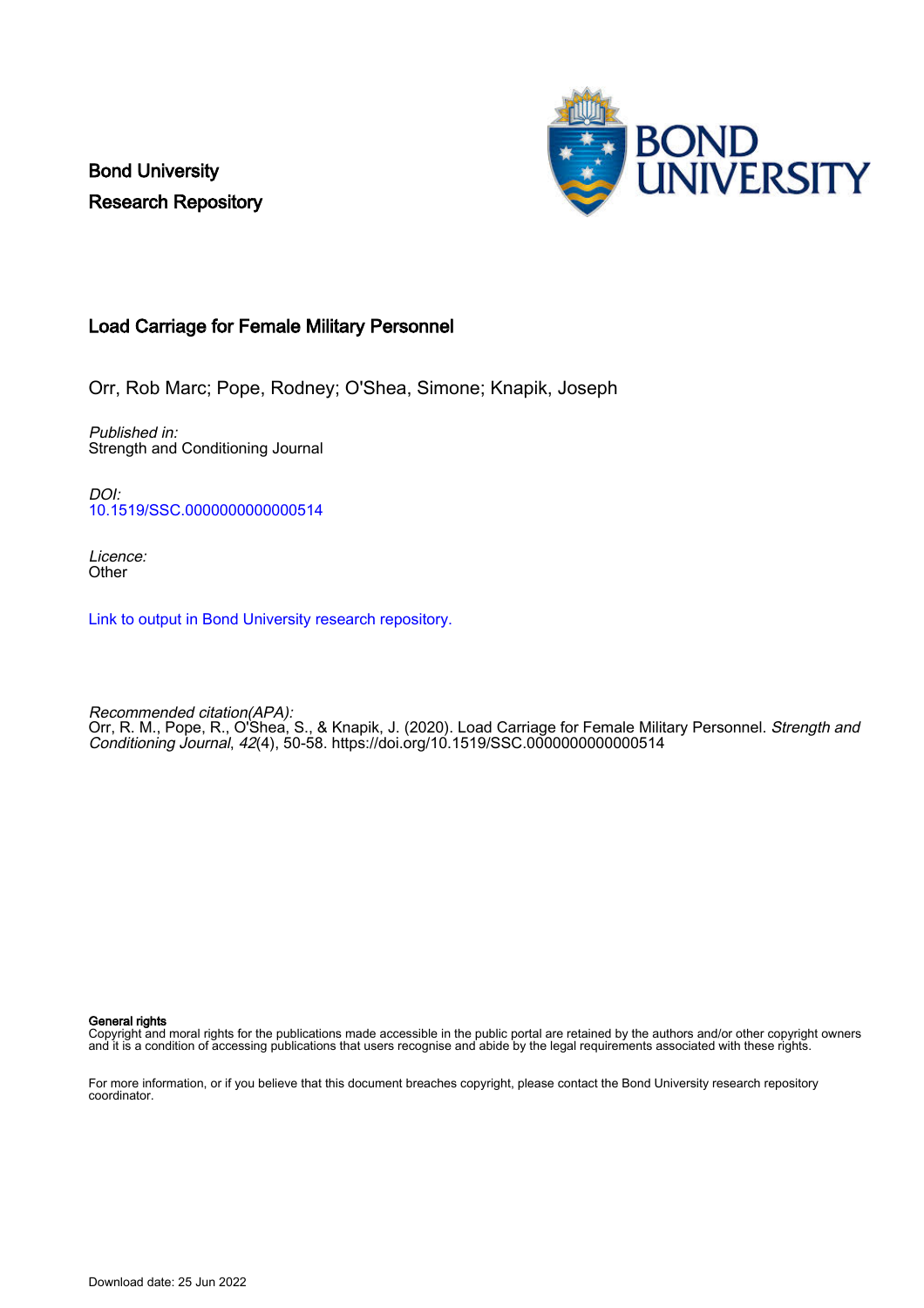Bond University
Research Repository

# Load Carriage for Female Military Personnel

Orr, Rob Marc; Pope, Rodney; O'Shea, Simone; Knapik, Joseph

*Published in:*
Strength and Conditioning Journal

*DOI:*
10.1519/SSC.0000000000000514

*Licence:*
Other

Link to output in Bond University research repository.

*Recommended citation(APA):*
Orr, R. M., Pope, R., O'Shea, S., & Knapik, J. (2020). Load Carriage for Female Military Personnel. *Strength and Conditioning Journal*, *42*(4), 50-58. https://doi.org/10.1519/SSC.0000000000000514

**General rights**
Copyright and moral rights for the publications made accessible in the public portal are retained by the authors and/or other copyright owners and it is a condition of accessing publications that users recognise and abide by the legal requirements associated with these rights.

For more information, or if you believe that this document breaches copyright, please contact the Bond University research repository coordinator.

Download date: 25 Jun 2022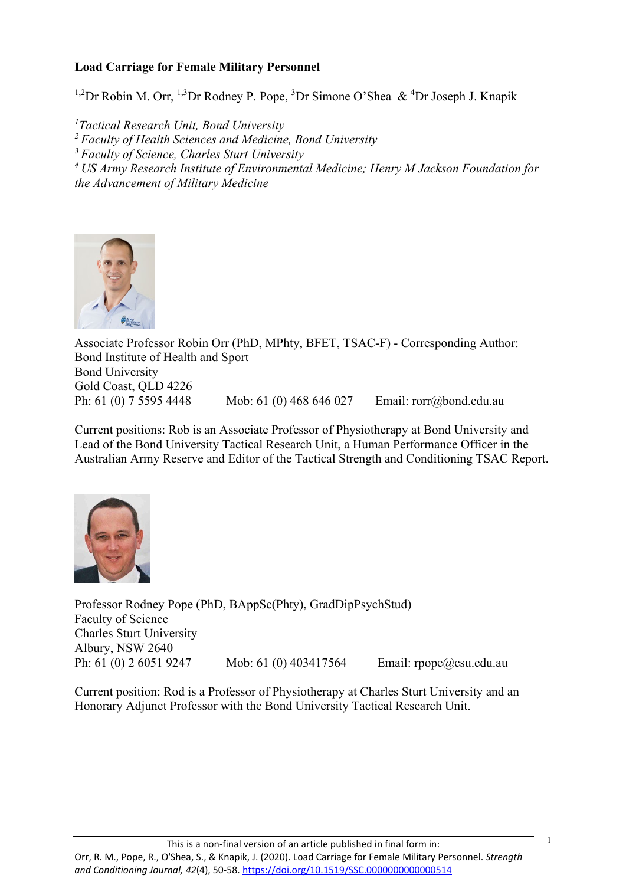**Load Carriage for Female Military Personnel**

[1,2]Dr Robin M. Orr, [1,3]Dr Rodney P. Pope, [3]Dr Simone O'Shea & [4]Dr Joseph J. Knapik

*[1]Tactical Research Unit, Bond University*
*[2] Faculty of Health Sciences and Medicine, Bond University*
*[3] Faculty of Science, Charles Sturt University*
*[4] US Army Research Institute of Environmental Medicine; Henry M Jackson Foundation for the Advancement of Military Medicine*

Associate Professor Robin Orr (PhD, MPhty, BFET, TSAC-F) - Corresponding Author:
Bond Institute of Health and Sport
Bond University
Gold Coast, QLD 4226
Ph: 61 (0) 7 5595 4448 Mob: 61 (0) 468 646 027 Email: rorr@bond.edu.au

Current positions: Rob is an Associate Professor of Physiotherapy at Bond University and Lead of the Bond University Tactical Research Unit, a Human Performance Officer in the Australian Army Reserve and Editor of the Tactical Strength and Conditioning TSAC Report.

Professor Rodney Pope (PhD, BAppSc(Phty), GradDipPsychStud)
Faculty of Science
Charles Sturt University
Albury, NSW 2640
Ph: 61 (0) 2 6051 9247 Mob: 61 (0) 403417564 Email: rpope@csu.edu.au

Current position: Rod is a Professor of Physiotherapy at Charles Sturt University and an Honorary Adjunct Professor with the Bond University Tactical Research Unit.

This is a non-final version of an article published in final form in:
Orr, R. M., Pope, R., O'Shea, S., & Knapik, J. (2020). Load Carriage for Female Military Personnel. *Strength and Conditioning Journal, 42*(4), 50-58. https://doi.org/10.1519/SSC.0000000000000514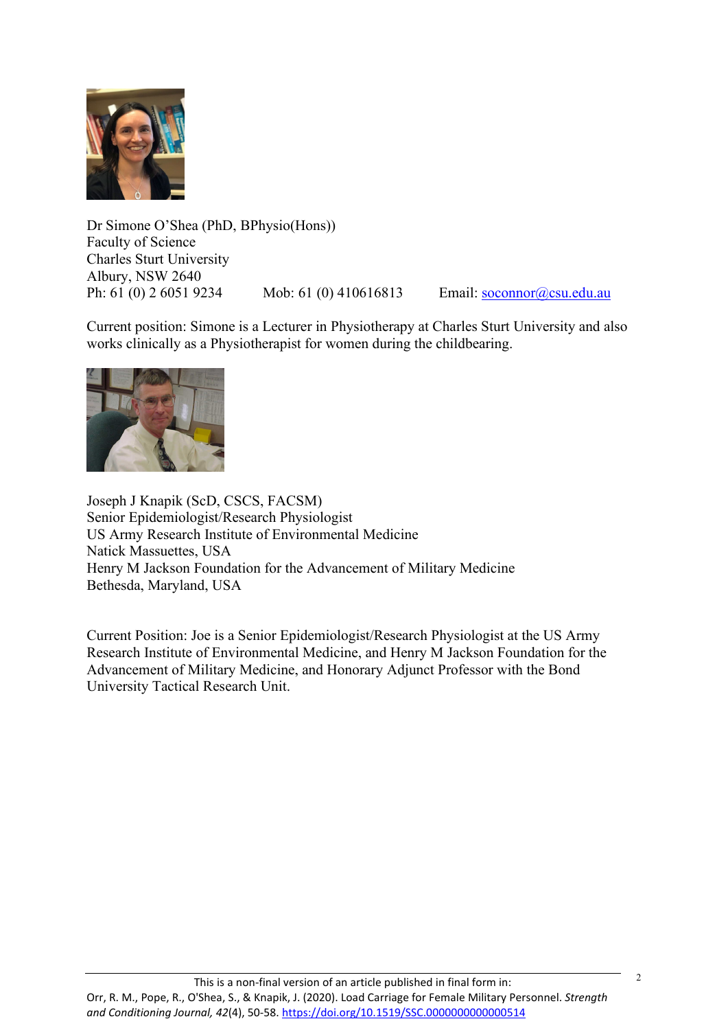Dr Simone O'Shea (PhD, BPhysio(Hons))
Faculty of Science
Charles Sturt University
Albury, NSW 2640
Ph: 61 (0) 2 6051 9234    Mob: 61 (0) 410616813    Email: soconnor@csu.edu.au

Current position: Simone is a Lecturer in Physiotherapy at Charles Sturt University and also works clinically as a Physiotherapist for women during the childbearing.

Joseph J Knapik (ScD, CSCS, FACSM)
Senior Epidemiologist/Research Physiologist
US Army Research Institute of Environmental Medicine
Natick Massuettes, USA
Henry M Jackson Foundation for the Advancement of Military Medicine
Bethesda, Maryland, USA

Current Position: Joe is a Senior Epidemiologist/Research Physiologist at the US Army Research Institute of Environmental Medicine, and Henry M Jackson Foundation for the Advancement of Military Medicine, and Honorary Adjunct Professor with the Bond University Tactical Research Unit.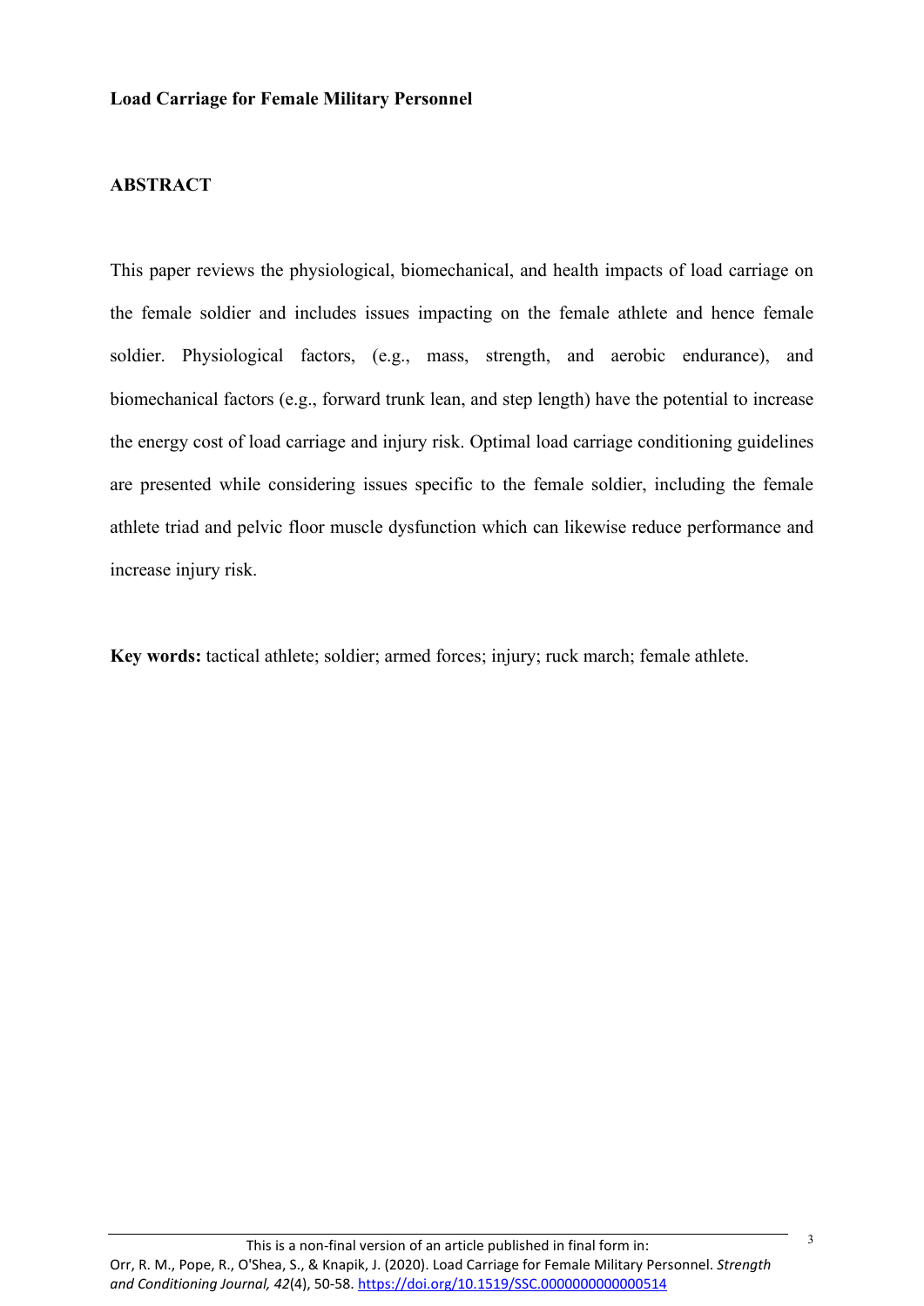**Load Carriage for Female Military Personnel**

**ABSTRACT**

This paper reviews the physiological, biomechanical, and health impacts of load carriage on the female soldier and includes issues impacting on the female athlete and hence female soldier. Physiological factors, (e.g., mass, strength, and aerobic endurance), and biomechanical factors (e.g., forward trunk lean, and step length) have the potential to increase the energy cost of load carriage and injury risk. Optimal load carriage conditioning guidelines are presented while considering issues specific to the female soldier, including the female athlete triad and pelvic floor muscle dysfunction which can likewise reduce performance and increase injury risk.

**Key words:** tactical athlete; soldier; armed forces; injury; ruck march; female athlete.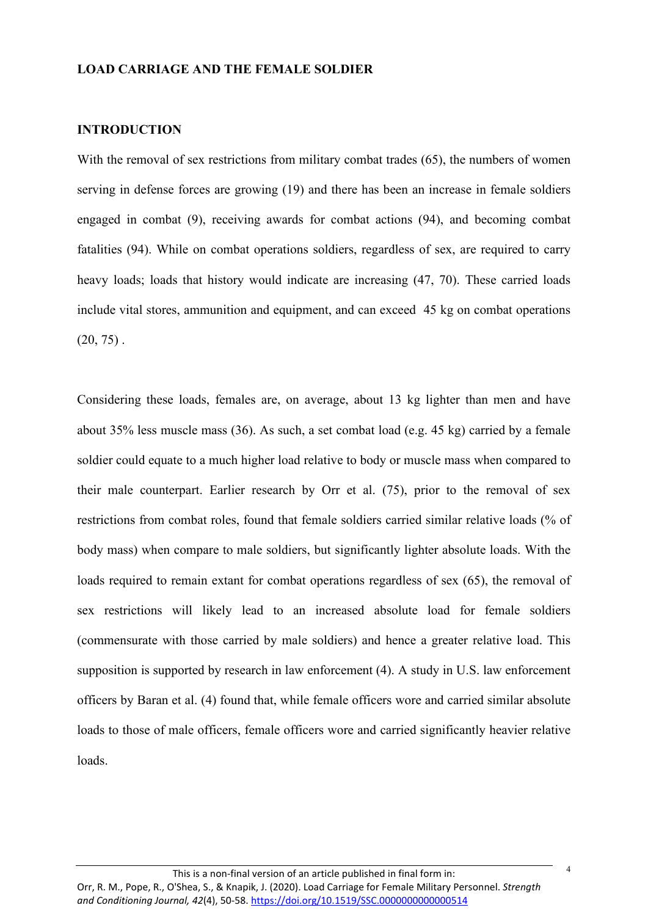**LOAD CARRIAGE AND THE FEMALE SOLDIER**

**INTRODUCTION**

With the removal of sex restrictions from military combat trades (65), the numbers of women serving in defense forces are growing (19) and there has been an increase in female soldiers engaged in combat (9), receiving awards for combat actions (94), and becoming combat fatalities (94). While on combat operations soldiers, regardless of sex, are required to carry heavy loads; loads that history would indicate are increasing (47, 70). These carried loads include vital stores, ammunition and equipment, and can exceed 45 kg on combat operations (20, 75) .

Considering these loads, females are, on average, about 13 kg lighter than men and have about 35% less muscle mass (36). As such, a set combat load (e.g. 45 kg) carried by a female soldier could equate to a much higher load relative to body or muscle mass when compared to their male counterpart. Earlier research by Orr et al. (75), prior to the removal of sex restrictions from combat roles, found that female soldiers carried similar relative loads (% of body mass) when compare to male soldiers, but significantly lighter absolute loads. With the loads required to remain extant for combat operations regardless of sex (65), the removal of sex restrictions will likely lead to an increased absolute load for female soldiers (commensurate with those carried by male soldiers) and hence a greater relative load. This supposition is supported by research in law enforcement (4). A study in U.S. law enforcement officers by Baran et al. (4) found that, while female officers wore and carried similar absolute loads to those of male officers, female officers wore and carried significantly heavier relative loads.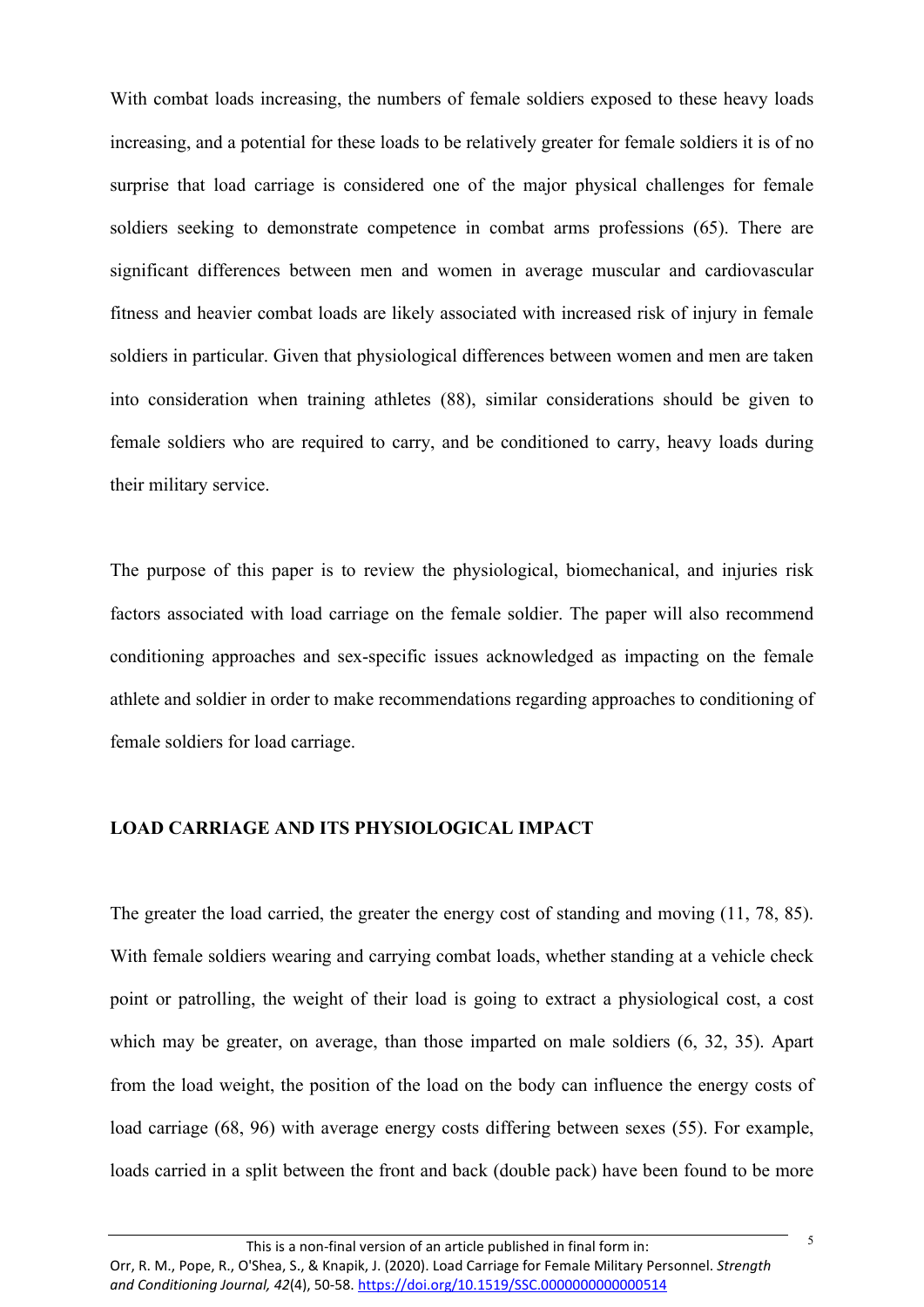With combat loads increasing, the numbers of female soldiers exposed to these heavy loads increasing, and a potential for these loads to be relatively greater for female soldiers it is of no surprise that load carriage is considered one of the major physical challenges for female soldiers seeking to demonstrate competence in combat arms professions (65). There are significant differences between men and women in average muscular and cardiovascular fitness and heavier combat loads are likely associated with increased risk of injury in female soldiers in particular. Given that physiological differences between women and men are taken into consideration when training athletes (88), similar considerations should be given to female soldiers who are required to carry, and be conditioned to carry, heavy loads during their military service.

The purpose of this paper is to review the physiological, biomechanical, and injuries risk factors associated with load carriage on the female soldier. The paper will also recommend conditioning approaches and sex-specific issues acknowledged as impacting on the female athlete and soldier in order to make recommendations regarding approaches to conditioning of female soldiers for load carriage.

## LOAD CARRIAGE AND ITS PHYSIOLOGICAL IMPACT

The greater the load carried, the greater the energy cost of standing and moving (11, 78, 85). With female soldiers wearing and carrying combat loads, whether standing at a vehicle check point or patrolling, the weight of their load is going to extract a physiological cost, a cost which may be greater, on average, than those imparted on male soldiers (6, 32, 35). Apart from the load weight, the position of the load on the body can influence the energy costs of load carriage (68, 96) with average energy costs differing between sexes (55). For example, loads carried in a split between the front and back (double pack) have been found to be more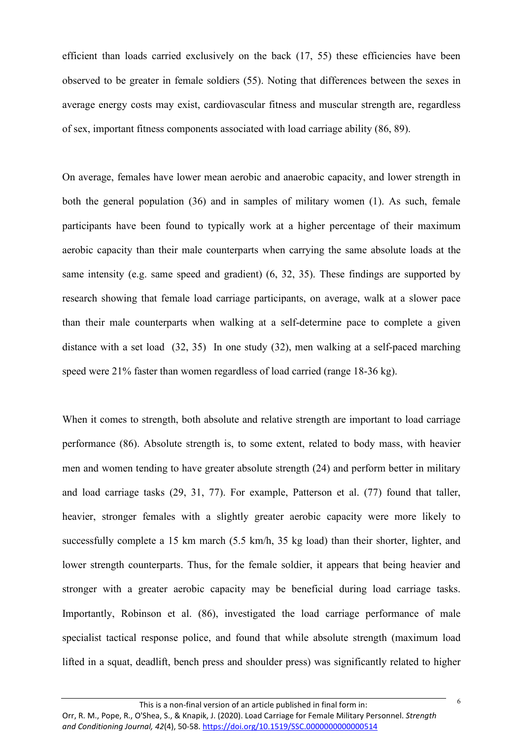efficient than loads carried exclusively on the back (17, 55) these efficiencies have been observed to be greater in female soldiers (55). Noting that differences between the sexes in average energy costs may exist, cardiovascular fitness and muscular strength are, regardless of sex, important fitness components associated with load carriage ability (86, 89).

On average, females have lower mean aerobic and anaerobic capacity, and lower strength in both the general population (36) and in samples of military women (1). As such, female participants have been found to typically work at a higher percentage of their maximum aerobic capacity than their male counterparts when carrying the same absolute loads at the same intensity (e.g. same speed and gradient) (6, 32, 35). These findings are supported by research showing that female load carriage participants, on average, walk at a slower pace than their male counterparts when walking at a self-determine pace to complete a given distance with a set load (32, 35) In one study (32), men walking at a self-paced marching speed were 21% faster than women regardless of load carried (range 18-36 kg).

When it comes to strength, both absolute and relative strength are important to load carriage performance (86). Absolute strength is, to some extent, related to body mass, with heavier men and women tending to have greater absolute strength (24) and perform better in military and load carriage tasks (29, 31, 77). For example, Patterson et al. (77) found that taller, heavier, stronger females with a slightly greater aerobic capacity were more likely to successfully complete a 15 km march (5.5 km/h, 35 kg load) than their shorter, lighter, and lower strength counterparts. Thus, for the female soldier, it appears that being heavier and stronger with a greater aerobic capacity may be beneficial during load carriage tasks. Importantly, Robinson et al. (86), investigated the load carriage performance of male specialist tactical response police, and found that while absolute strength (maximum load lifted in a squat, deadlift, bench press and shoulder press) was significantly related to higher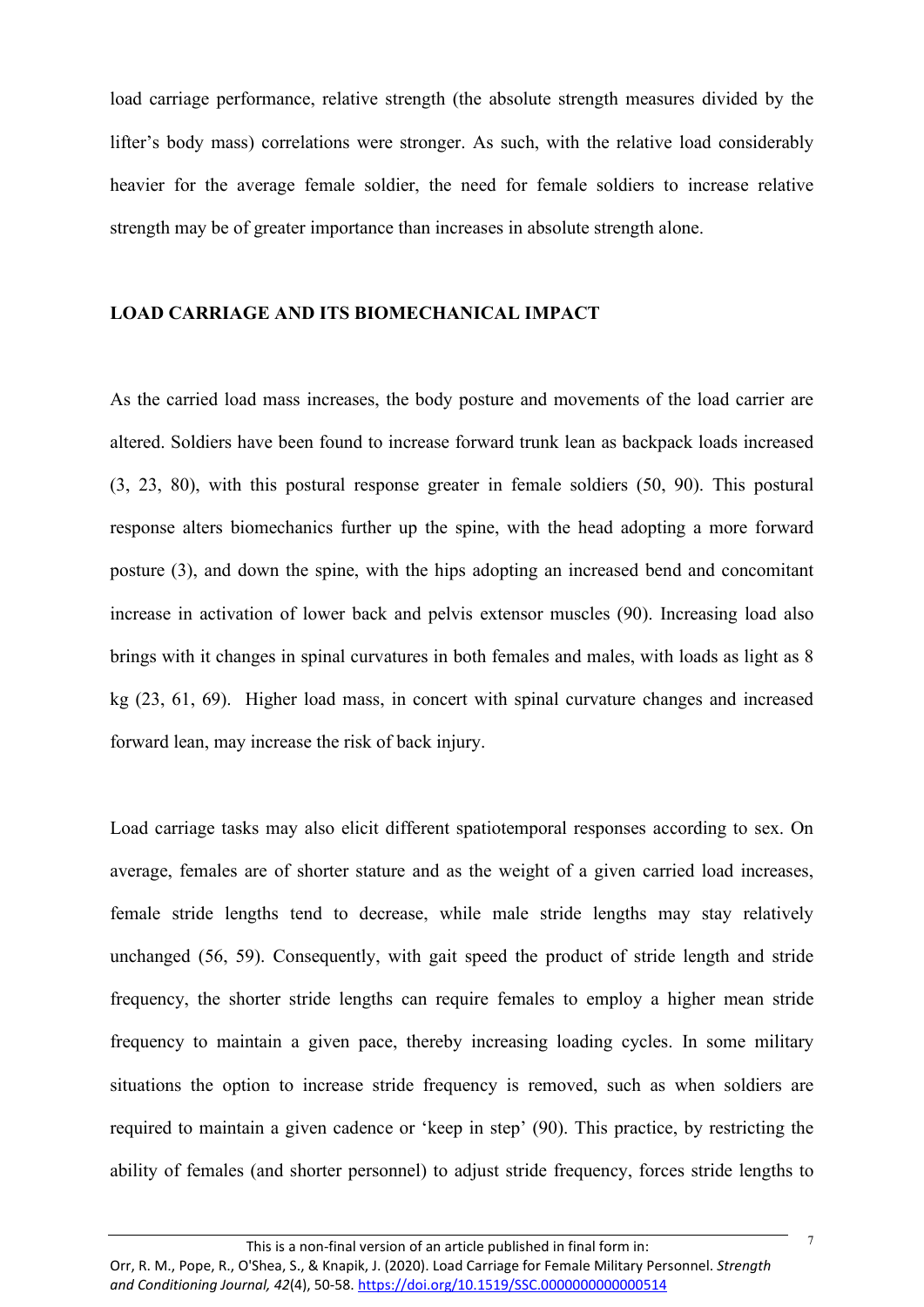load carriage performance, relative strength (the absolute strength measures divided by the lifter's body mass) correlations were stronger. As such, with the relative load considerably heavier for the average female soldier, the need for female soldiers to increase relative strength may be of greater importance than increases in absolute strength alone.

## LOAD CARRIAGE AND ITS BIOMECHANICAL IMPACT

As the carried load mass increases, the body posture and movements of the load carrier are altered. Soldiers have been found to increase forward trunk lean as backpack loads increased (3, 23, 80), with this postural response greater in female soldiers (50, 90). This postural response alters biomechanics further up the spine, with the head adopting a more forward posture (3), and down the spine, with the hips adopting an increased bend and concomitant increase in activation of lower back and pelvis extensor muscles (90). Increasing load also brings with it changes in spinal curvatures in both females and males, with loads as light as 8 kg (23, 61, 69). Higher load mass, in concert with spinal curvature changes and increased forward lean, may increase the risk of back injury.

Load carriage tasks may also elicit different spatiotemporal responses according to sex. On average, females are of shorter stature and as the weight of a given carried load increases, female stride lengths tend to decrease, while male stride lengths may stay relatively unchanged (56, 59). Consequently, with gait speed the product of stride length and stride frequency, the shorter stride lengths can require females to employ a higher mean stride frequency to maintain a given pace, thereby increasing loading cycles. In some military situations the option to increase stride frequency is removed, such as when soldiers are required to maintain a given cadence or 'keep in step' (90). This practice, by restricting the ability of females (and shorter personnel) to adjust stride frequency, forces stride lengths to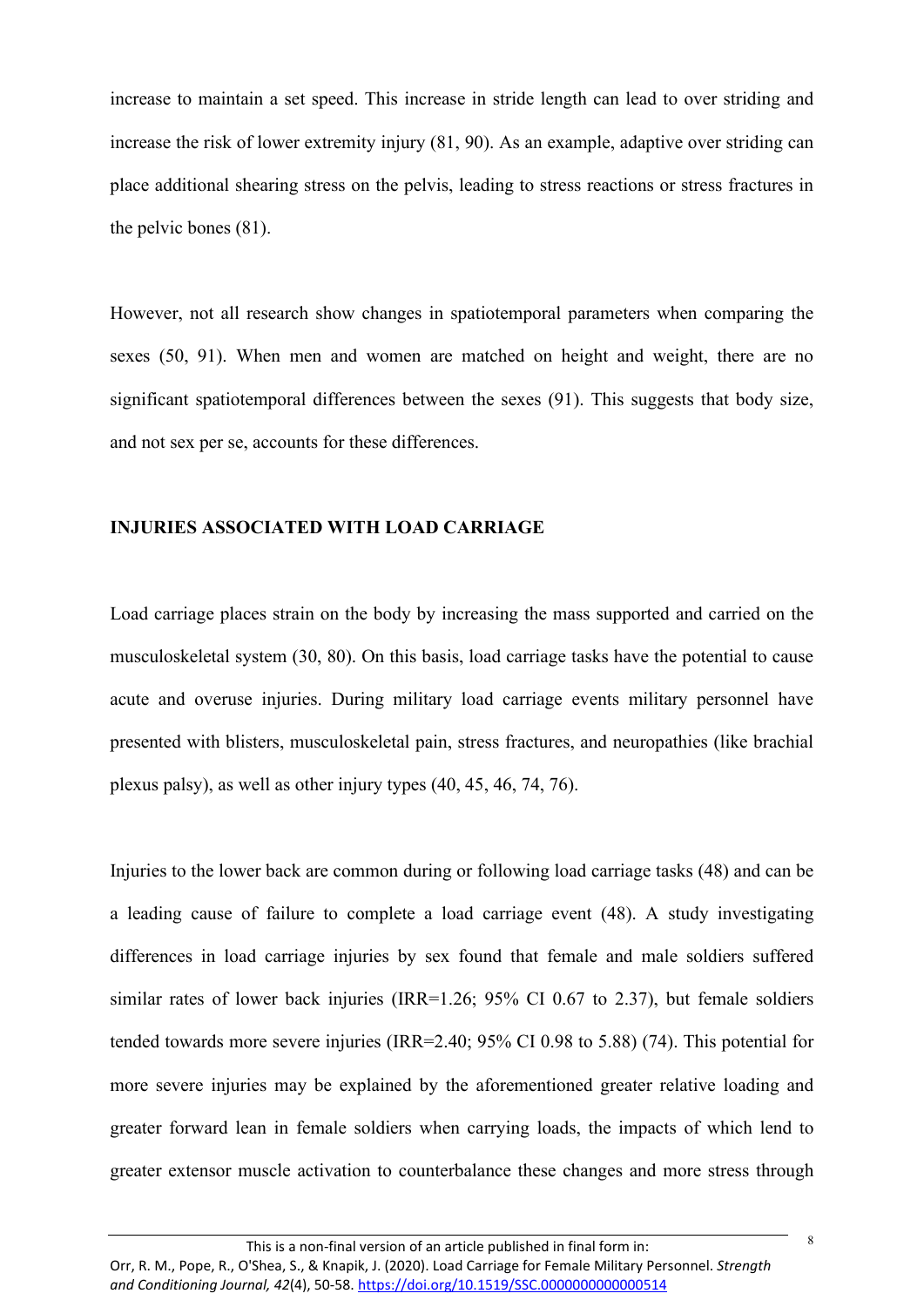increase to maintain a set speed. This increase in stride length can lead to over striding and increase the risk of lower extremity injury (81, 90). As an example, adaptive over striding can place additional shearing stress on the pelvis, leading to stress reactions or stress fractures in the pelvic bones (81).

However, not all research show changes in spatiotemporal parameters when comparing the sexes (50, 91). When men and women are matched on height and weight, there are no significant spatiotemporal differences between the sexes (91). This suggests that body size, and not sex per se, accounts for these differences.

## INJURIES ASSOCIATED WITH LOAD CARRIAGE

Load carriage places strain on the body by increasing the mass supported and carried on the musculoskeletal system (30, 80). On this basis, load carriage tasks have the potential to cause acute and overuse injuries. During military load carriage events military personnel have presented with blisters, musculoskeletal pain, stress fractures, and neuropathies (like brachial plexus palsy), as well as other injury types (40, 45, 46, 74, 76).

Injuries to the lower back are common during or following load carriage tasks (48) and can be a leading cause of failure to complete a load carriage event (48). A study investigating differences in load carriage injuries by sex found that female and male soldiers suffered similar rates of lower back injuries (IRR=1.26; 95% CI 0.67 to 2.37), but female soldiers tended towards more severe injuries (IRR=2.40; 95% CI 0.98 to 5.88) (74). This potential for more severe injuries may be explained by the aforementioned greater relative loading and greater forward lean in female soldiers when carrying loads, the impacts of which lend to greater extensor muscle activation to counterbalance these changes and more stress through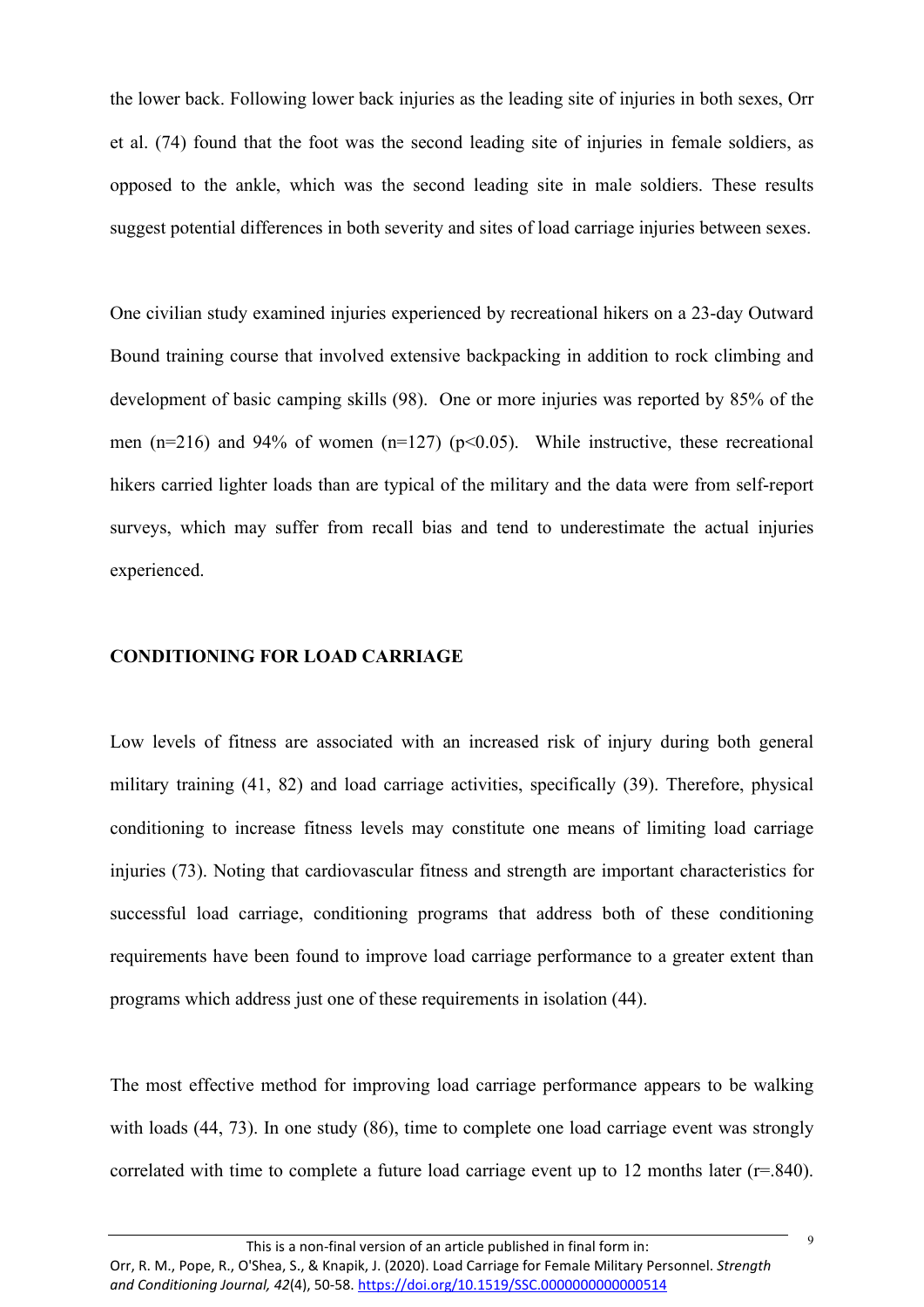the lower back. Following lower back injuries as the leading site of injuries in both sexes, Orr et al. (74) found that the foot was the second leading site of injuries in female soldiers, as opposed to the ankle, which was the second leading site in male soldiers. These results suggest potential differences in both severity and sites of load carriage injuries between sexes.

One civilian study examined injuries experienced by recreational hikers on a 23-day Outward Bound training course that involved extensive backpacking in addition to rock climbing and development of basic camping skills (98). One or more injuries was reported by 85% of the men (n=216) and 94% of women (n=127) ($p<0.05$). While instructive, these recreational hikers carried lighter loads than are typical of the military and the data were from self-report surveys, which may suffer from recall bias and tend to underestimate the actual injuries experienced.

## CONDITIONING FOR LOAD CARRIAGE

Low levels of fitness are associated with an increased risk of injury during both general military training (41, 82) and load carriage activities, specifically (39). Therefore, physical conditioning to increase fitness levels may constitute one means of limiting load carriage injuries (73). Noting that cardiovascular fitness and strength are important characteristics for successful load carriage, conditioning programs that address both of these conditioning requirements have been found to improve load carriage performance to a greater extent than programs which address just one of these requirements in isolation (44).

The most effective method for improving load carriage performance appears to be walking with loads (44, 73). In one study (86), time to complete one load carriage event was strongly correlated with time to complete a future load carriage event up to 12 months later ($r=.840$).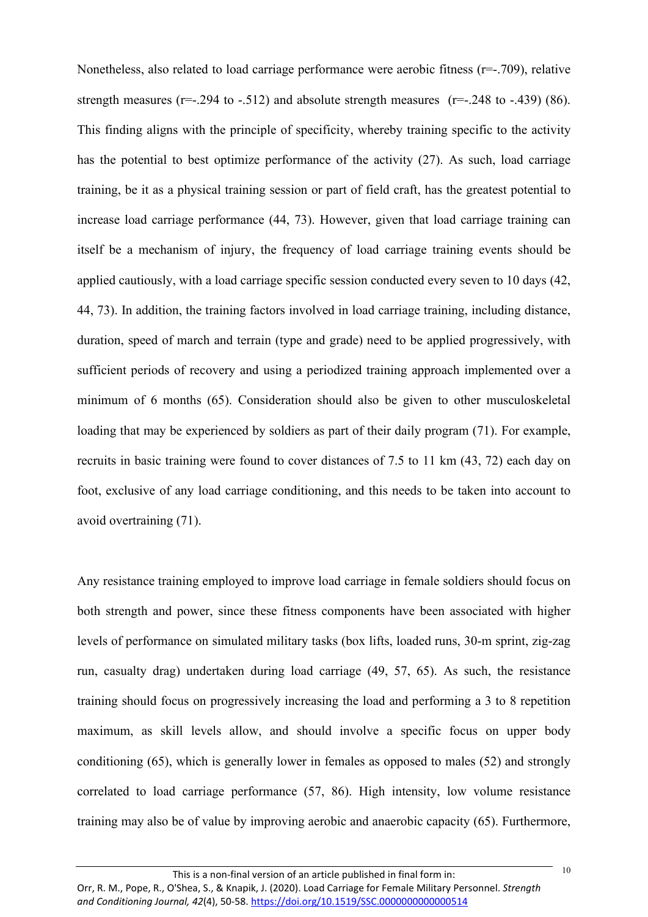Nonetheless, also related to load carriage performance were aerobic fitness (r=-.709), relative strength measures (r=-.294 to -.512) and absolute strength measures (r=-.248 to -.439) (86). This finding aligns with the principle of specificity, whereby training specific to the activity has the potential to best optimize performance of the activity (27). As such, load carriage training, be it as a physical training session or part of field craft, has the greatest potential to increase load carriage performance (44, 73). However, given that load carriage training can itself be a mechanism of injury, the frequency of load carriage training events should be applied cautiously, with a load carriage specific session conducted every seven to 10 days (42, 44, 73). In addition, the training factors involved in load carriage training, including distance, duration, speed of march and terrain (type and grade) need to be applied progressively, with sufficient periods of recovery and using a periodized training approach implemented over a minimum of 6 months (65). Consideration should also be given to other musculoskeletal loading that may be experienced by soldiers as part of their daily program (71). For example, recruits in basic training were found to cover distances of 7.5 to 11 km (43, 72) each day on foot, exclusive of any load carriage conditioning, and this needs to be taken into account to avoid overtraining (71).

Any resistance training employed to improve load carriage in female soldiers should focus on both strength and power, since these fitness components have been associated with higher levels of performance on simulated military tasks (box lifts, loaded runs, 30-m sprint, zig-zag run, casualty drag) undertaken during load carriage (49, 57, 65). As such, the resistance training should focus on progressively increasing the load and performing a 3 to 8 repetition maximum, as skill levels allow, and should involve a specific focus on upper body conditioning (65), which is generally lower in females as opposed to males (52) and strongly correlated to load carriage performance (57, 86). High intensity, low volume resistance training may also be of value by improving aerobic and anaerobic capacity (65). Furthermore,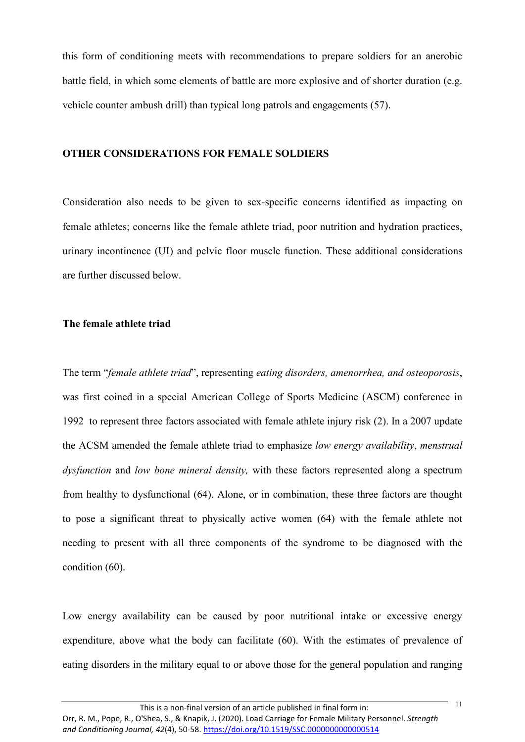this form of conditioning meets with recommendations to prepare soldiers for an anerobic battle field, in which some elements of battle are more explosive and of shorter duration (e.g. vehicle counter ambush drill) than typical long patrols and engagements (57).

## OTHER CONSIDERATIONS FOR FEMALE SOLDIERS

Consideration also needs to be given to sex-specific concerns identified as impacting on female athletes; concerns like the female athlete triad, poor nutrition and hydration practices, urinary incontinence (UI) and pelvic floor muscle function. These additional considerations are further discussed below.

### The female athlete triad

The term "*female athlete triad*", representing *eating disorders, amenorrhea, and osteoporosis*, was first coined in a special American College of Sports Medicine (ASCM) conference in 1992 to represent three factors associated with female athlete injury risk (2). In a 2007 update the ACSM amended the female athlete triad to emphasize *low energy availability*, *menstrual dysfunction* and *low bone mineral density,* with these factors represented along a spectrum from healthy to dysfunctional (64). Alone, or in combination, these three factors are thought to pose a significant threat to physically active women (64) with the female athlete not needing to present with all three components of the syndrome to be diagnosed with the condition (60).

Low energy availability can be caused by poor nutritional intake or excessive energy expenditure, above what the body can facilitate (60). With the estimates of prevalence of eating disorders in the military equal to or above those for the general population and ranging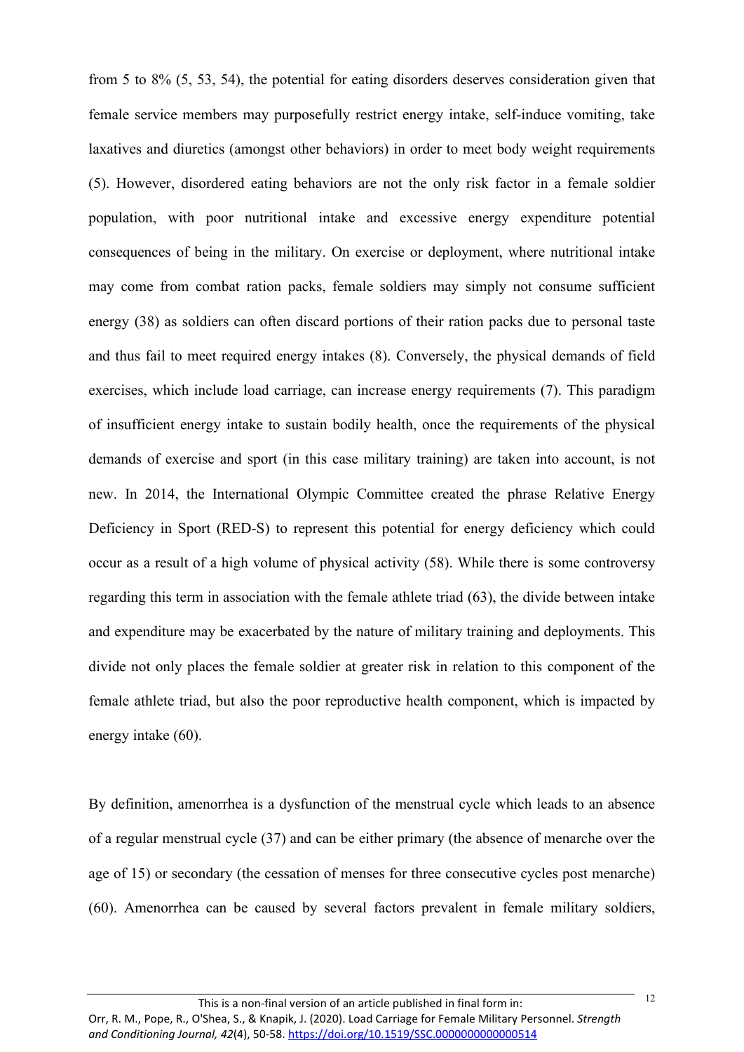from 5 to 8% (5, 53, 54), the potential for eating disorders deserves consideration given that female service members may purposefully restrict energy intake, self-induce vomiting, take laxatives and diuretics (amongst other behaviors) in order to meet body weight requirements (5). However, disordered eating behaviors are not the only risk factor in a female soldier population, with poor nutritional intake and excessive energy expenditure potential consequences of being in the military. On exercise or deployment, where nutritional intake may come from combat ration packs, female soldiers may simply not consume sufficient energy (38) as soldiers can often discard portions of their ration packs due to personal taste and thus fail to meet required energy intakes (8). Conversely, the physical demands of field exercises, which include load carriage, can increase energy requirements (7). This paradigm of insufficient energy intake to sustain bodily health, once the requirements of the physical demands of exercise and sport (in this case military training) are taken into account, is not new. In 2014, the International Olympic Committee created the phrase Relative Energy Deficiency in Sport (RED-S) to represent this potential for energy deficiency which could occur as a result of a high volume of physical activity (58). While there is some controversy regarding this term in association with the female athlete triad (63), the divide between intake and expenditure may be exacerbated by the nature of military training and deployments. This divide not only places the female soldier at greater risk in relation to this component of the female athlete triad, but also the poor reproductive health component, which is impacted by energy intake (60).

By definition, amenorrhea is a dysfunction of the menstrual cycle which leads to an absence of a regular menstrual cycle (37) and can be either primary (the absence of menarche over the age of 15) or secondary (the cessation of menses for three consecutive cycles post menarche) (60). Amenorrhea can be caused by several factors prevalent in female military soldiers,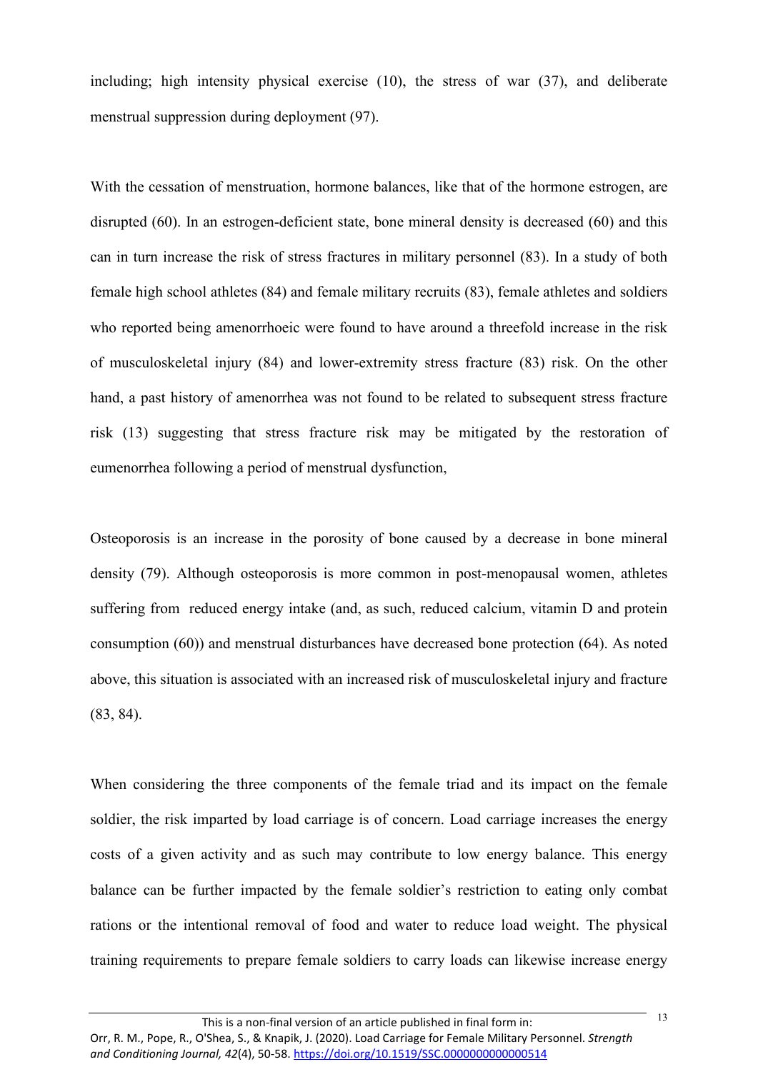including; high intensity physical exercise (10), the stress of war (37), and deliberate menstrual suppression during deployment (97).

With the cessation of menstruation, hormone balances, like that of the hormone estrogen, are disrupted (60). In an estrogen-deficient state, bone mineral density is decreased (60) and this can in turn increase the risk of stress fractures in military personnel (83). In a study of both female high school athletes (84) and female military recruits (83), female athletes and soldiers who reported being amenorrhoeic were found to have around a threefold increase in the risk of musculoskeletal injury (84) and lower-extremity stress fracture (83) risk. On the other hand, a past history of amenorrhea was not found to be related to subsequent stress fracture risk (13) suggesting that stress fracture risk may be mitigated by the restoration of eumenorrhea following a period of menstrual dysfunction,

Osteoporosis is an increase in the porosity of bone caused by a decrease in bone mineral density (79). Although osteoporosis is more common in post-menopausal women, athletes suffering from reduced energy intake (and, as such, reduced calcium, vitamin D and protein consumption (60)) and menstrual disturbances have decreased bone protection (64). As noted above, this situation is associated with an increased risk of musculoskeletal injury and fracture (83, 84).

When considering the three components of the female triad and its impact on the female soldier, the risk imparted by load carriage is of concern. Load carriage increases the energy costs of a given activity and as such may contribute to low energy balance. This energy balance can be further impacted by the female soldier's restriction to eating only combat rations or the intentional removal of food and water to reduce load weight. The physical training requirements to prepare female soldiers to carry loads can likewise increase energy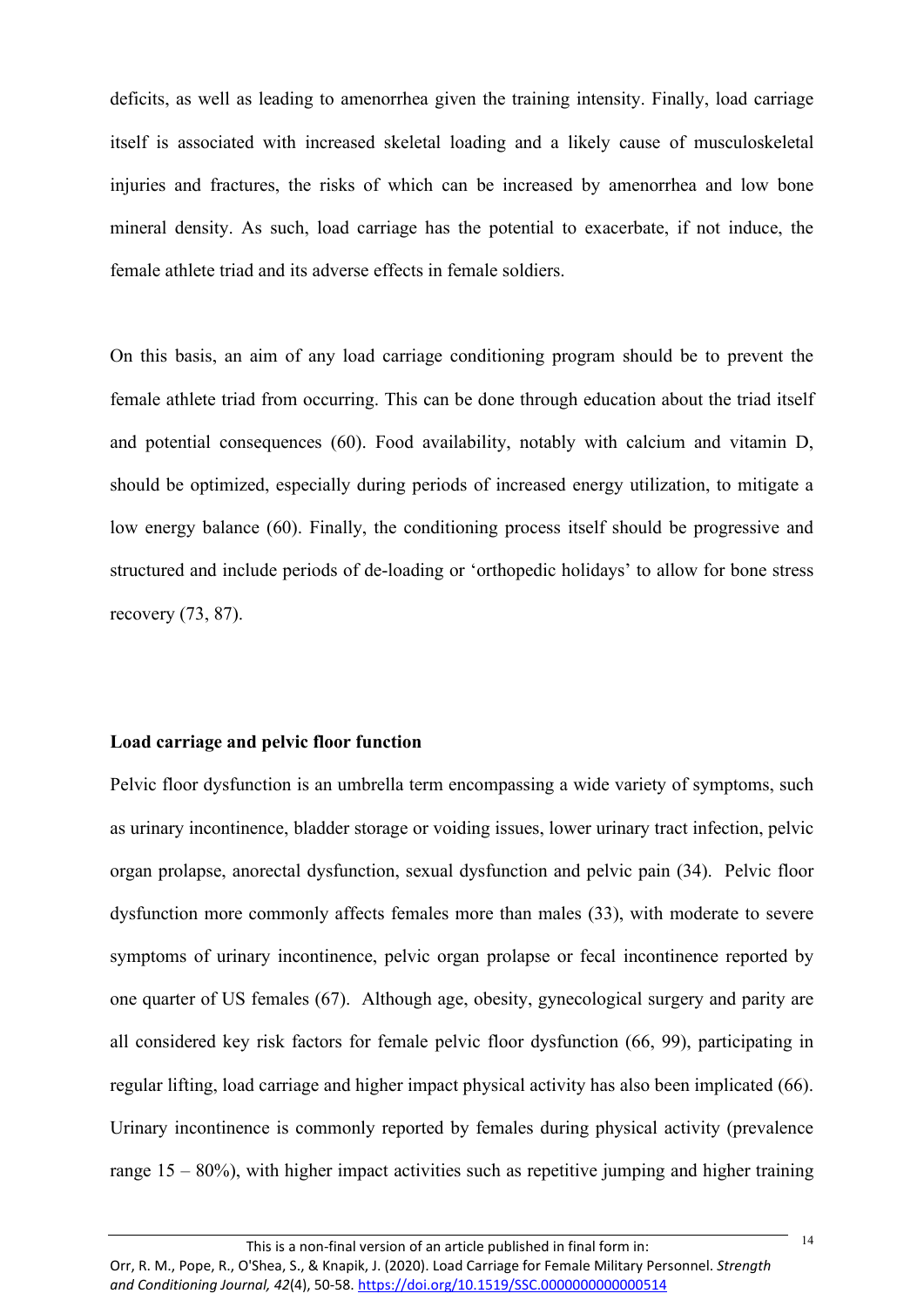deficits, as well as leading to amenorrhea given the training intensity. Finally, load carriage itself is associated with increased skeletal loading and a likely cause of musculoskeletal injuries and fractures, the risks of which can be increased by amenorrhea and low bone mineral density. As such, load carriage has the potential to exacerbate, if not induce, the female athlete triad and its adverse effects in female soldiers.

On this basis, an aim of any load carriage conditioning program should be to prevent the female athlete triad from occurring. This can be done through education about the triad itself and potential consequences (60). Food availability, notably with calcium and vitamin D, should be optimized, especially during periods of increased energy utilization, to mitigate a low energy balance (60). Finally, the conditioning process itself should be progressive and structured and include periods of de-loading or 'orthopedic holidays' to allow for bone stress recovery (73, 87).

**Load carriage and pelvic floor function**

Pelvic floor dysfunction is an umbrella term encompassing a wide variety of symptoms, such as urinary incontinence, bladder storage or voiding issues, lower urinary tract infection, pelvic organ prolapse, anorectal dysfunction, sexual dysfunction and pelvic pain (34). Pelvic floor dysfunction more commonly affects females more than males (33), with moderate to severe symptoms of urinary incontinence, pelvic organ prolapse or fecal incontinence reported by one quarter of US females (67). Although age, obesity, gynecological surgery and parity are all considered key risk factors for female pelvic floor dysfunction (66, 99), participating in regular lifting, load carriage and higher impact physical activity has also been implicated (66). Urinary incontinence is commonly reported by females during physical activity (prevalence range 15 – 80%), with higher impact activities such as repetitive jumping and higher training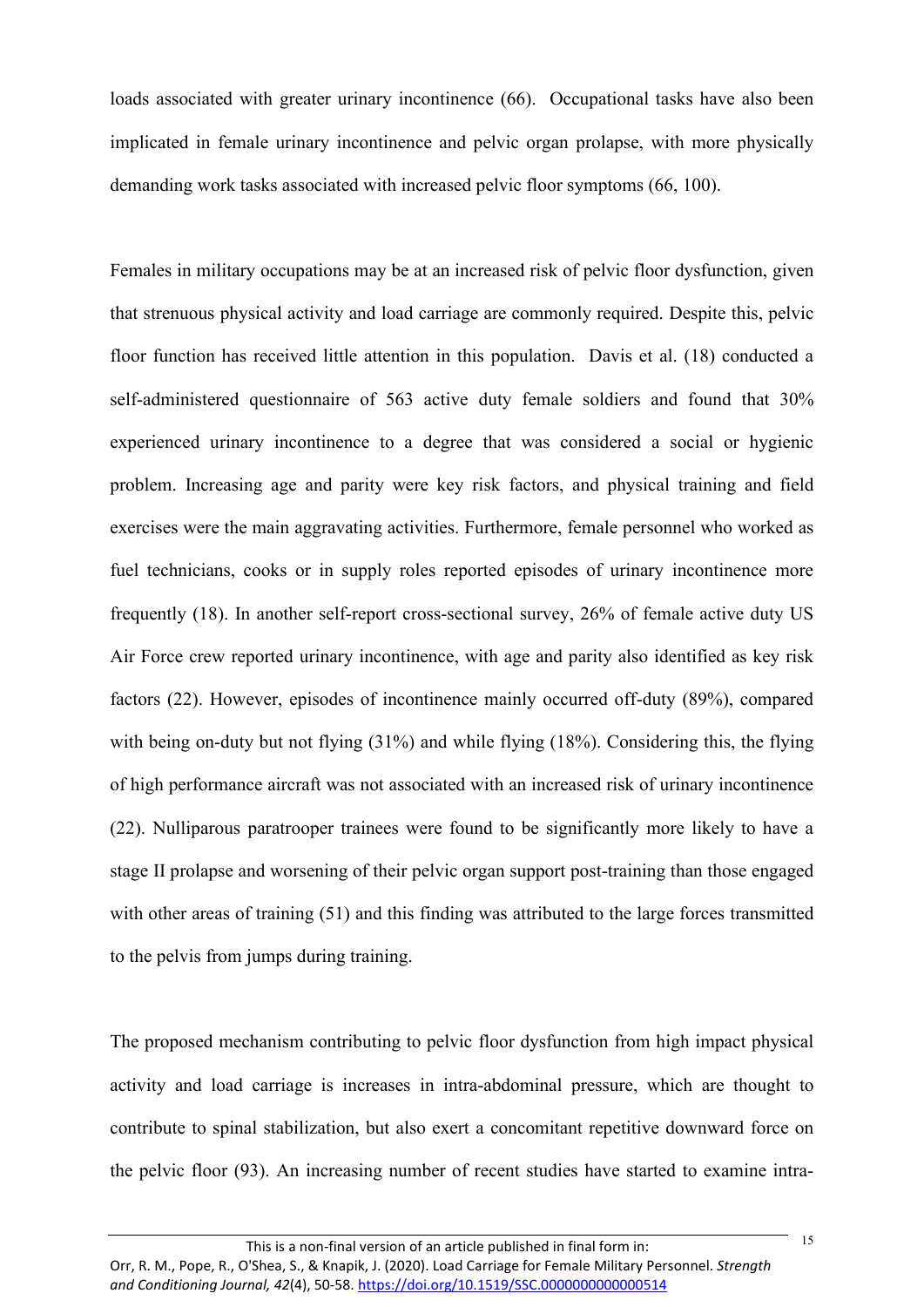loads associated with greater urinary incontinence (66). Occupational tasks have also been implicated in female urinary incontinence and pelvic organ prolapse, with more physically demanding work tasks associated with increased pelvic floor symptoms (66, 100).

Females in military occupations may be at an increased risk of pelvic floor dysfunction, given that strenuous physical activity and load carriage are commonly required. Despite this, pelvic floor function has received little attention in this population. Davis et al. (18) conducted a self-administered questionnaire of 563 active duty female soldiers and found that 30% experienced urinary incontinence to a degree that was considered a social or hygienic problem. Increasing age and parity were key risk factors, and physical training and field exercises were the main aggravating activities. Furthermore, female personnel who worked as fuel technicians, cooks or in supply roles reported episodes of urinary incontinence more frequently (18). In another self-report cross-sectional survey, 26% of female active duty US Air Force crew reported urinary incontinence, with age and parity also identified as key risk factors (22). However, episodes of incontinence mainly occurred off-duty (89%), compared with being on-duty but not flying (31%) and while flying (18%). Considering this, the flying of high performance aircraft was not associated with an increased risk of urinary incontinence (22). Nulliparous paratrooper trainees were found to be significantly more likely to have a stage II prolapse and worsening of their pelvic organ support post-training than those engaged with other areas of training (51) and this finding was attributed to the large forces transmitted to the pelvis from jumps during training.

The proposed mechanism contributing to pelvic floor dysfunction from high impact physical activity and load carriage is increases in intra-abdominal pressure, which are thought to contribute to spinal stabilization, but also exert a concomitant repetitive downward force on the pelvic floor (93). An increasing number of recent studies have started to examine intra-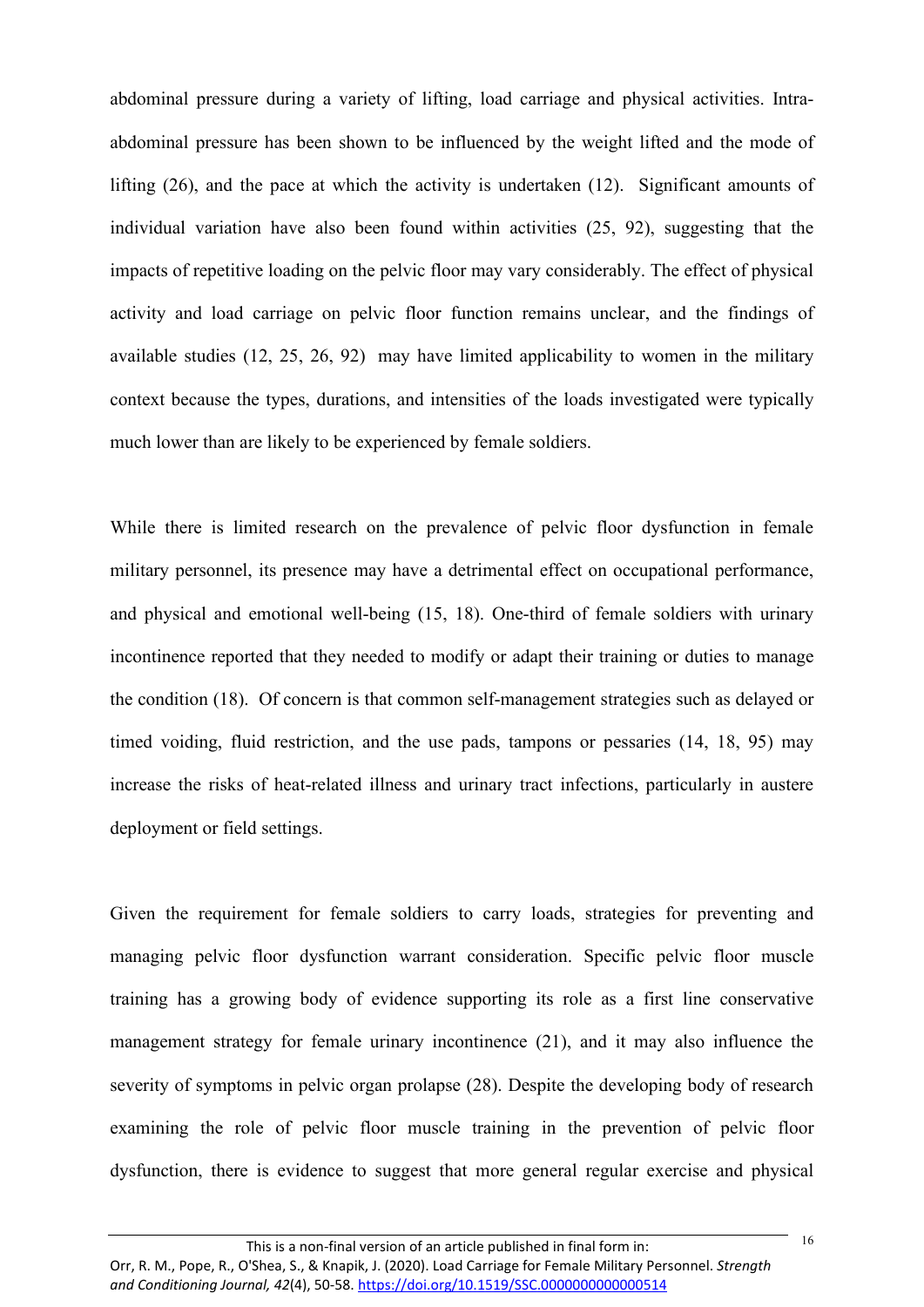abdominal pressure during a variety of lifting, load carriage and physical activities. Intra-abdominal pressure has been shown to be influenced by the weight lifted and the mode of lifting (26), and the pace at which the activity is undertaken (12). Significant amounts of individual variation have also been found within activities (25, 92), suggesting that the impacts of repetitive loading on the pelvic floor may vary considerably. The effect of physical activity and load carriage on pelvic floor function remains unclear, and the findings of available studies (12, 25, 26, 92) may have limited applicability to women in the military context because the types, durations, and intensities of the loads investigated were typically much lower than are likely to be experienced by female soldiers.

While there is limited research on the prevalence of pelvic floor dysfunction in female military personnel, its presence may have a detrimental effect on occupational performance, and physical and emotional well-being (15, 18). One-third of female soldiers with urinary incontinence reported that they needed to modify or adapt their training or duties to manage the condition (18). Of concern is that common self-management strategies such as delayed or timed voiding, fluid restriction, and the use pads, tampons or pessaries (14, 18, 95) may increase the risks of heat-related illness and urinary tract infections, particularly in austere deployment or field settings.

Given the requirement for female soldiers to carry loads, strategies for preventing and managing pelvic floor dysfunction warrant consideration. Specific pelvic floor muscle training has a growing body of evidence supporting its role as a first line conservative management strategy for female urinary incontinence (21), and it may also influence the severity of symptoms in pelvic organ prolapse (28). Despite the developing body of research examining the role of pelvic floor muscle training in the prevention of pelvic floor dysfunction, there is evidence to suggest that more general regular exercise and physical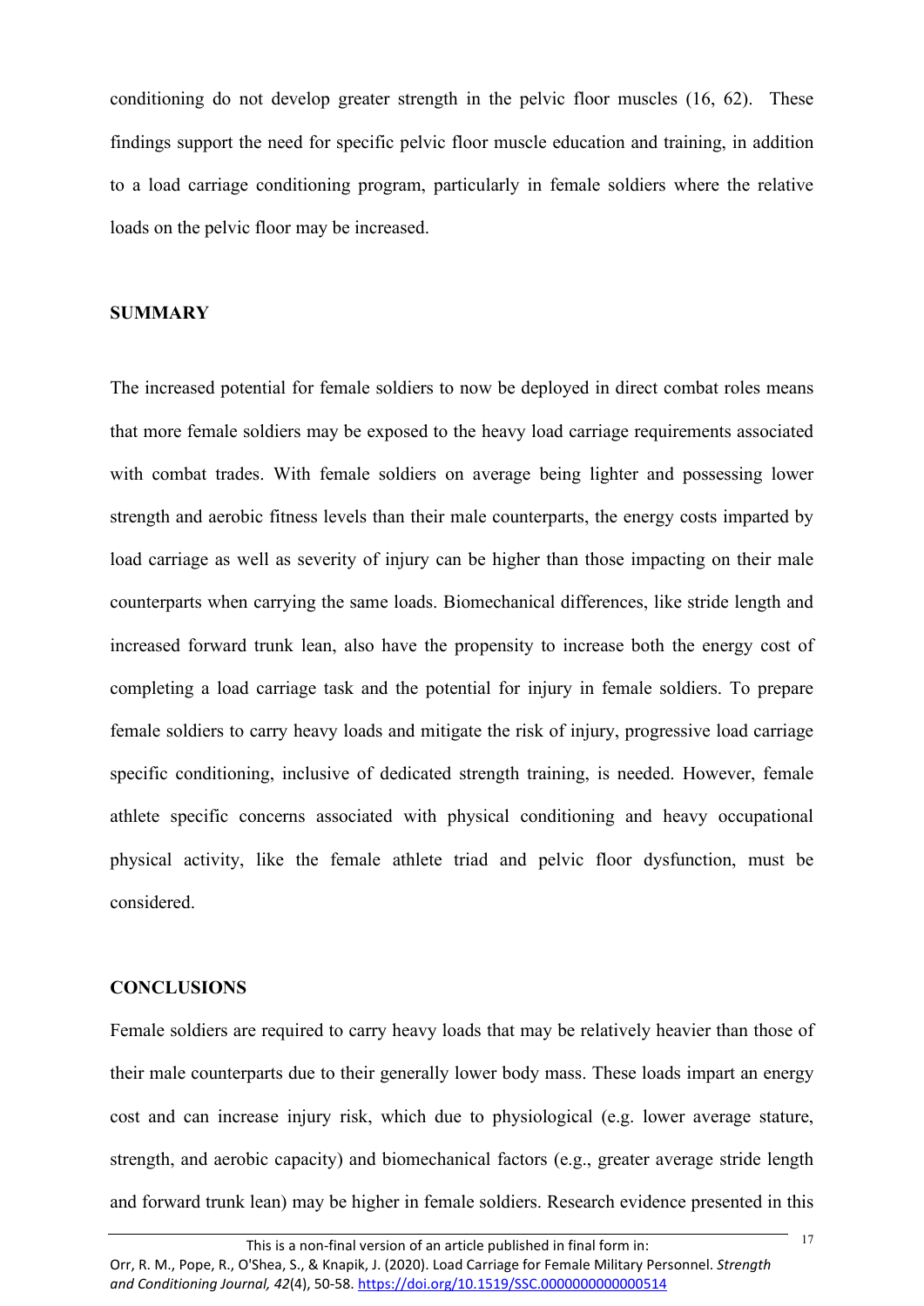conditioning do not develop greater strength in the pelvic floor muscles (16, 62). These findings support the need for specific pelvic floor muscle education and training, in addition to a load carriage conditioning program, particularly in female soldiers where the relative loads on the pelvic floor may be increased.

## SUMMARY

The increased potential for female soldiers to now be deployed in direct combat roles means that more female soldiers may be exposed to the heavy load carriage requirements associated with combat trades. With female soldiers on average being lighter and possessing lower strength and aerobic fitness levels than their male counterparts, the energy costs imparted by load carriage as well as severity of injury can be higher than those impacting on their male counterparts when carrying the same loads. Biomechanical differences, like stride length and increased forward trunk lean, also have the propensity to increase both the energy cost of completing a load carriage task and the potential for injury in female soldiers. To prepare female soldiers to carry heavy loads and mitigate the risk of injury, progressive load carriage specific conditioning, inclusive of dedicated strength training, is needed. However, female athlete specific concerns associated with physical conditioning and heavy occupational physical activity, like the female athlete triad and pelvic floor dysfunction, must be considered.

## CONCLUSIONS

Female soldiers are required to carry heavy loads that may be relatively heavier than those of their male counterparts due to their generally lower body mass. These loads impart an energy cost and can increase injury risk, which due to physiological (e.g. lower average stature, strength, and aerobic capacity) and biomechanical factors (e.g., greater average stride length and forward trunk lean) may be higher in female soldiers. Research evidence presented in this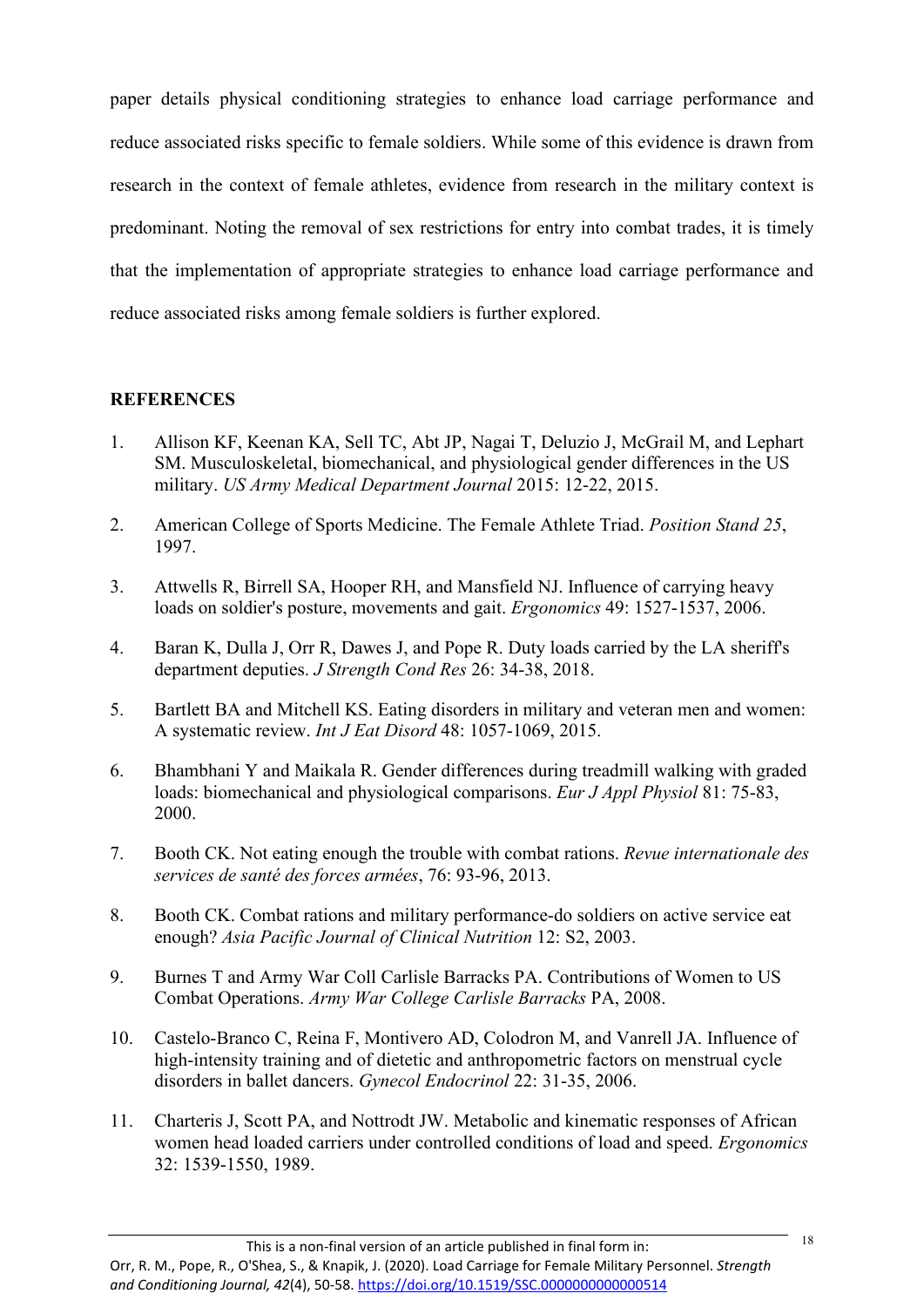paper details physical conditioning strategies to enhance load carriage performance and reduce associated risks specific to female soldiers. While some of this evidence is drawn from research in the context of female athletes, evidence from research in the military context is predominant. Noting the removal of sex restrictions for entry into combat trades, it is timely that the implementation of appropriate strategies to enhance load carriage performance and reduce associated risks among female soldiers is further explored.

## REFERENCES

1. Allison KF, Keenan KA, Sell TC, Abt JP, Nagai T, Deluzio J, McGrail M, and Lephart SM. Musculoskeletal, biomechanical, and physiological gender differences in the US military. *US Army Medical Department Journal* 2015: 12-22, 2015.

2. American College of Sports Medicine. The Female Athlete Triad. *Position Stand 25*, 1997.

3. Attwells R, Birrell SA, Hooper RH, and Mansfield NJ. Influence of carrying heavy loads on soldier's posture, movements and gait. *Ergonomics* 49: 1527-1537, 2006.

4. Baran K, Dulla J, Orr R, Dawes J, and Pope R. Duty loads carried by the LA sheriff's department deputies. *J Strength Cond Res* 26: 34-38, 2018.

5. Bartlett BA and Mitchell KS. Eating disorders in military and veteran men and women: A systematic review. *Int J Eat Disord* 48: 1057-1069, 2015.

6. Bhambhani Y and Maikala R. Gender differences during treadmill walking with graded loads: biomechanical and physiological comparisons. *Eur J Appl Physiol* 81: 75-83, 2000.

7. Booth CK. Not eating enough the trouble with combat rations. *Revue internationale des services de santé des forces armées*, 76: 93-96, 2013.

8. Booth CK. Combat rations and military performance-do soldiers on active service eat enough? *Asia Pacific Journal of Clinical Nutrition* 12: S2, 2003.

9. Burnes T and Army War Coll Carlisle Barracks PA. Contributions of Women to US Combat Operations. *Army War College Carlisle Barracks* PA, 2008.

10. Castelo-Branco C, Reina F, Montivero AD, Colodron M, and Vanrell JA. Influence of high-intensity training and of dietetic and anthropometric factors on menstrual cycle disorders in ballet dancers. *Gynecol Endocrinol* 22: 31-35, 2006.

11. Charteris J, Scott PA, and Nottrodt JW. Metabolic and kinematic responses of African women head loaded carriers under controlled conditions of load and speed. *Ergonomics* 32: 1539-1550, 1989.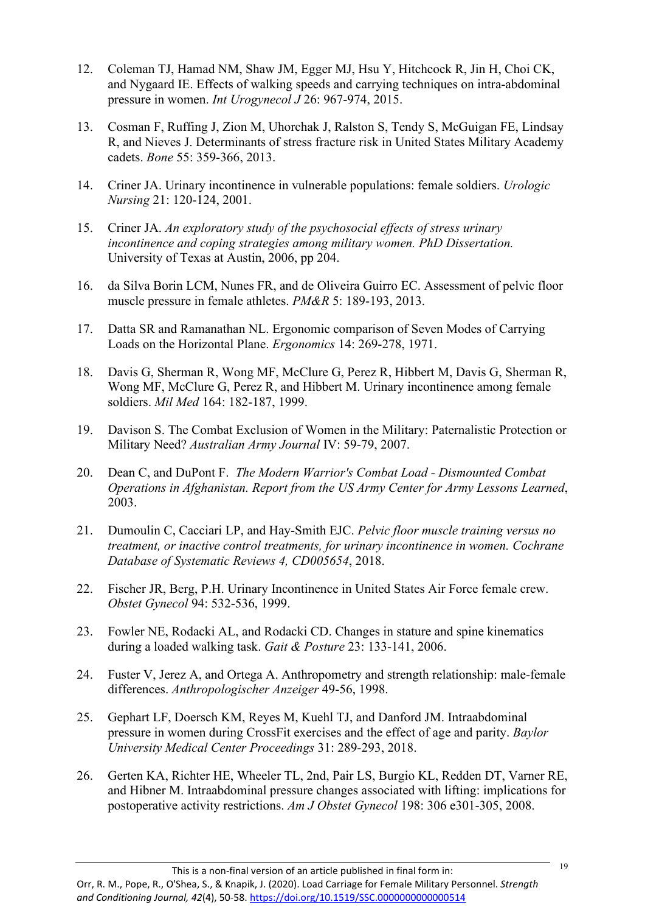12. Coleman TJ, Hamad NM, Shaw JM, Egger MJ, Hsu Y, Hitchcock R, Jin H, Choi CK, and Nygaard IE. Effects of walking speeds and carrying techniques on intra-abdominal pressure in women. *Int Urogynecol J* 26: 967-974, 2015.

13. Cosman F, Ruffing J, Zion M, Uhorchak J, Ralston S, Tendy S, McGuigan FE, Lindsay R, and Nieves J. Determinants of stress fracture risk in United States Military Academy cadets. *Bone* 55: 359-366, 2013.

14. Criner JA. Urinary incontinence in vulnerable populations: female soldiers. *Urologic Nursing* 21: 120-124, 2001.

15. Criner JA. *An exploratory study of the psychosocial effects of stress urinary incontinence and coping strategies among military women. PhD Dissertation.* University of Texas at Austin, 2006, pp 204.

16. da Silva Borin LCM, Nunes FR, and de Oliveira Guirro EC. Assessment of pelvic floor muscle pressure in female athletes. *PM&R* 5: 189-193, 2013.

17. Datta SR and Ramanathan NL. Ergonomic comparison of Seven Modes of Carrying Loads on the Horizontal Plane. *Ergonomics* 14: 269-278, 1971.

18. Davis G, Sherman R, Wong MF, McClure G, Perez R, Hibbert M, Davis G, Sherman R, Wong MF, McClure G, Perez R, and Hibbert M. Urinary incontinence among female soldiers. *Mil Med* 164: 182-187, 1999.

19. Davison S. The Combat Exclusion of Women in the Military: Paternalistic Protection or Military Need? *Australian Army Journal* IV: 59-79, 2007.

20. Dean C, and DuPont F. *The Modern Warrior's Combat Load - Dismounted Combat Operations in Afghanistan. Report from the US Army Center for Army Lessons Learned*, 2003.

21. Dumoulin C, Cacciari LP, and Hay-Smith EJC. *Pelvic floor muscle training versus no treatment, or inactive control treatments, for urinary incontinence in women. Cochrane Database of Systematic Reviews 4, CD005654*, 2018.

22. Fischer JR, Berg, P.H. Urinary Incontinence in United States Air Force female crew. *Obstet Gynecol* 94: 532-536, 1999.

23. Fowler NE, Rodacki AL, and Rodacki CD. Changes in stature and spine kinematics during a loaded walking task. *Gait & Posture* 23: 133-141, 2006.

24. Fuster V, Jerez A, and Ortega A. Anthropometry and strength relationship: male-female differences. *Anthropologischer Anzeiger* 49-56, 1998.

25. Gephart LF, Doersch KM, Reyes M, Kuehl TJ, and Danford JM. Intraabdominal pressure in women during CrossFit exercises and the effect of age and parity. *Baylor University Medical Center Proceedings* 31: 289-293, 2018.

26. Gerten KA, Richter HE, Wheeler TL, 2nd, Pair LS, Burgio KL, Redden DT, Varner RE, and Hibner M. Intraabdominal pressure changes associated with lifting: implications for postoperative activity restrictions. *Am J Obstet Gynecol* 198: 306 e301-305, 2008.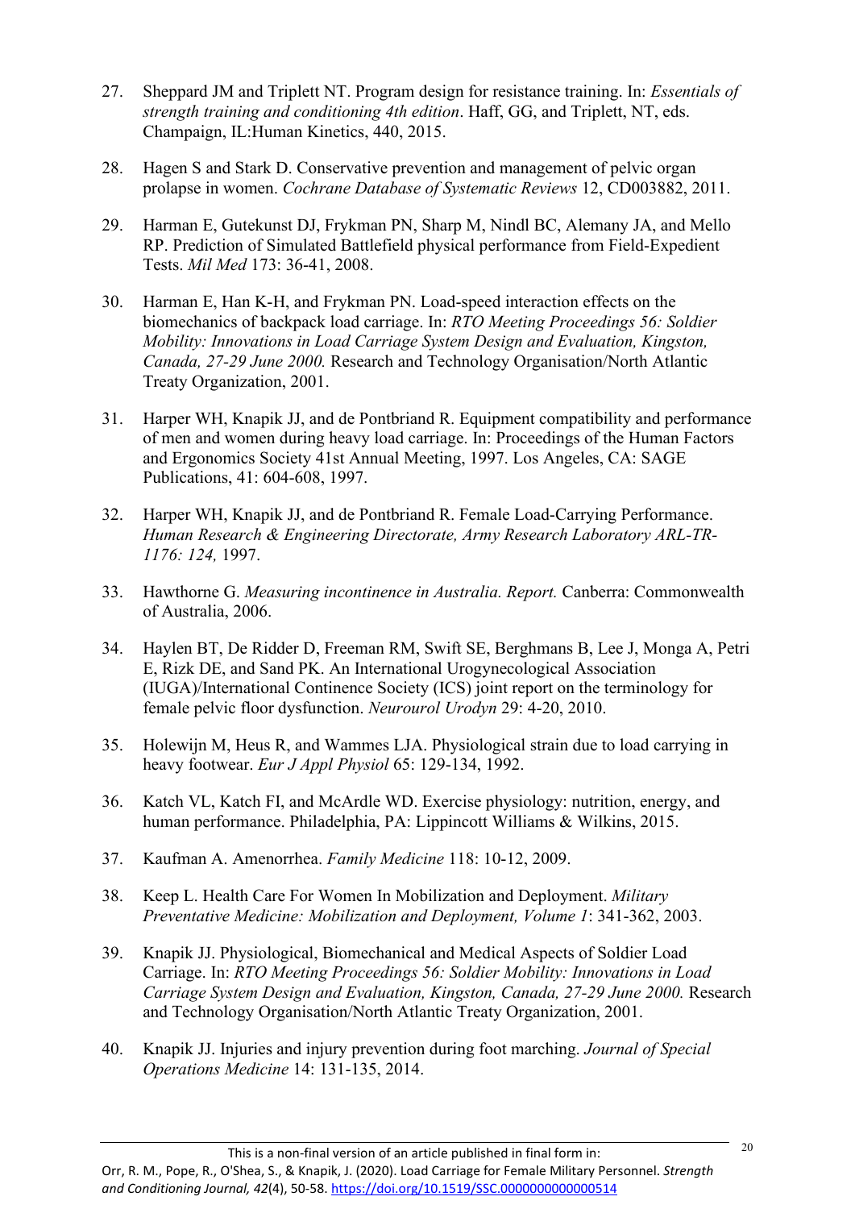27. Sheppard JM and Triplett NT. Program design for resistance training. In: *Essentials of strength training and conditioning 4th edition*. Haff, GG, and Triplett, NT, eds. Champaign, IL:Human Kinetics, 440, 2015.

28. Hagen S and Stark D. Conservative prevention and management of pelvic organ prolapse in women. *Cochrane Database of Systematic Reviews* 12, CD003882, 2011.

29. Harman E, Gutekunst DJ, Frykman PN, Sharp M, Nindl BC, Alemany JA, and Mello RP. Prediction of Simulated Battlefield physical performance from Field-Expedient Tests. *Mil Med* 173: 36-41, 2008.

30. Harman E, Han K-H, and Frykman PN. Load-speed interaction effects on the biomechanics of backpack load carriage. In: *RTO Meeting Proceedings 56: Soldier Mobility: Innovations in Load Carriage System Design and Evaluation, Kingston, Canada, 27-29 June 2000.* Research and Technology Organisation/North Atlantic Treaty Organization, 2001.

31. Harper WH, Knapik JJ, and de Pontbriand R. Equipment compatibility and performance of men and women during heavy load carriage. In: Proceedings of the Human Factors and Ergonomics Society 41st Annual Meeting, 1997. Los Angeles, CA: SAGE Publications, 41: 604-608, 1997.

32. Harper WH, Knapik JJ, and de Pontbriand R. Female Load-Carrying Performance. *Human Research & Engineering Directorate, Army Research Laboratory ARL-TR-1176: 124,* 1997.

33. Hawthorne G. *Measuring incontinence in Australia. Report.* Canberra: Commonwealth of Australia, 2006.

34. Haylen BT, De Ridder D, Freeman RM, Swift SE, Berghmans B, Lee J, Monga A, Petri E, Rizk DE, and Sand PK. An International Urogynecological Association (IUGA)/International Continence Society (ICS) joint report on the terminology for female pelvic floor dysfunction. *Neurourol Urodyn* 29: 4-20, 2010.

35. Holewijn M, Heus R, and Wammes LJA. Physiological strain due to load carrying in heavy footwear. *Eur J Appl Physiol* 65: 129-134, 1992.

36. Katch VL, Katch FI, and McArdle WD. Exercise physiology: nutrition, energy, and human performance. Philadelphia, PA: Lippincott Williams & Wilkins, 2015.

37. Kaufman A. Amenorrhea. *Family Medicine* 118: 10-12, 2009.

38. Keep L. Health Care For Women In Mobilization and Deployment. *Military Preventative Medicine: Mobilization and Deployment, Volume 1*: 341-362, 2003.

39. Knapik JJ. Physiological, Biomechanical and Medical Aspects of Soldier Load Carriage. In: *RTO Meeting Proceedings 56: Soldier Mobility: Innovations in Load Carriage System Design and Evaluation, Kingston, Canada, 27-29 June 2000.* Research and Technology Organisation/North Atlantic Treaty Organization, 2001.

40. Knapik JJ. Injuries and injury prevention during foot marching. *Journal of Special Operations Medicine* 14: 131-135, 2014.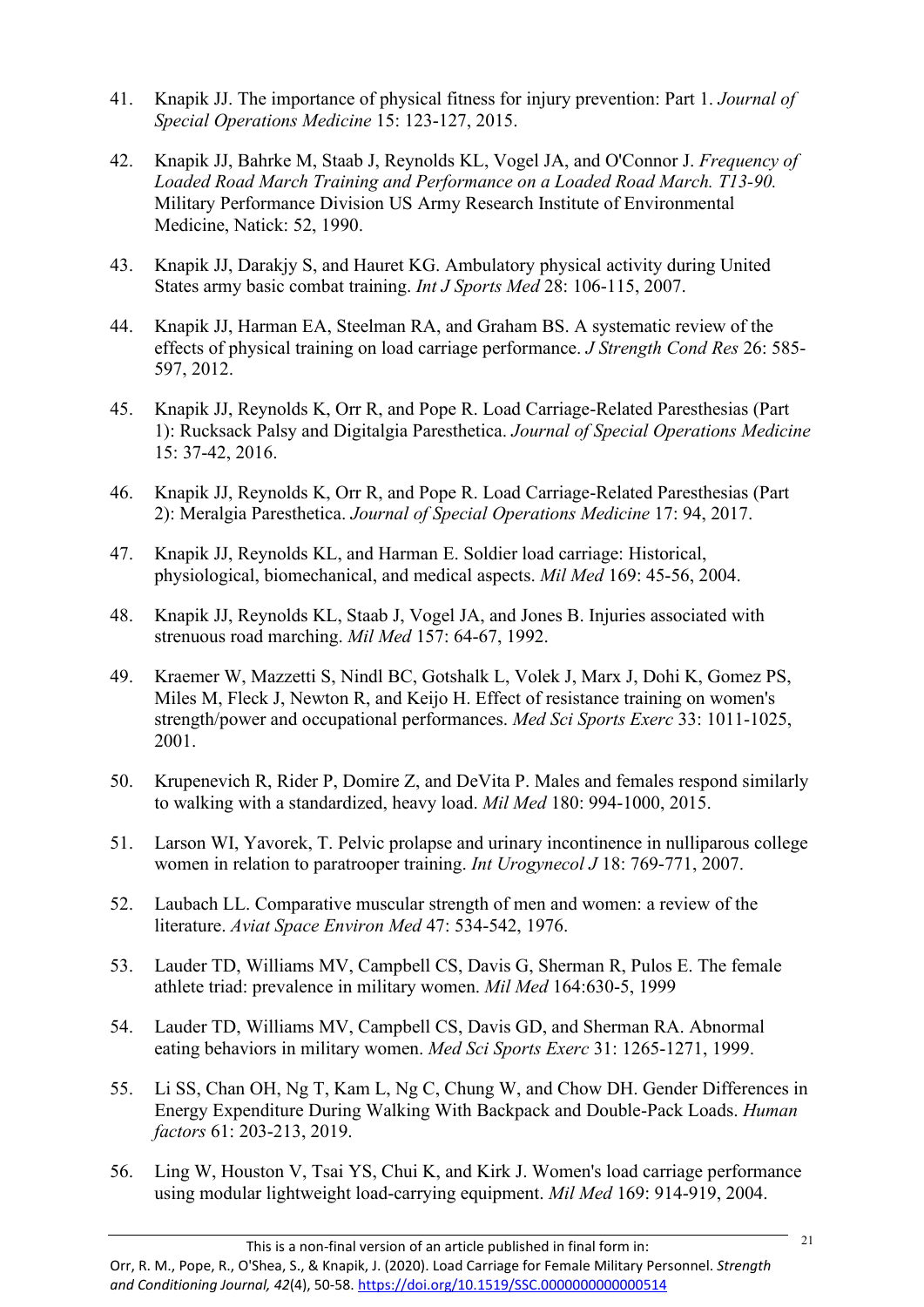41. Knapik JJ. The importance of physical fitness for injury prevention: Part 1. *Journal of Special Operations Medicine* 15: 123-127, 2015.

42. Knapik JJ, Bahrke M, Staab J, Reynolds KL, Vogel JA, and O'Connor J. *Frequency of Loaded Road March Training and Performance on a Loaded Road March. T13-90.* Military Performance Division US Army Research Institute of Environmental Medicine, Natick: 52, 1990.

43. Knapik JJ, Darakjy S, and Hauret KG. Ambulatory physical activity during United States army basic combat training. *Int J Sports Med* 28: 106-115, 2007.

44. Knapik JJ, Harman EA, Steelman RA, and Graham BS. A systematic review of the effects of physical training on load carriage performance. *J Strength Cond Res* 26: 585-597, 2012.

45. Knapik JJ, Reynolds K, Orr R, and Pope R. Load Carriage-Related Paresthesias (Part 1): Rucksack Palsy and Digitalgia Paresthetica. *Journal of Special Operations Medicine* 15: 37-42, 2016.

46. Knapik JJ, Reynolds K, Orr R, and Pope R. Load Carriage-Related Paresthesias (Part 2): Meralgia Paresthetica. *Journal of Special Operations Medicine* 17: 94, 2017.

47. Knapik JJ, Reynolds KL, and Harman E. Soldier load carriage: Historical, physiological, biomechanical, and medical aspects. *Mil Med* 169: 45-56, 2004.

48. Knapik JJ, Reynolds KL, Staab J, Vogel JA, and Jones B. Injuries associated with strenuous road marching. *Mil Med* 157: 64-67, 1992.

49. Kraemer W, Mazzetti S, Nindl BC, Gotshalk L, Volek J, Marx J, Dohi K, Gomez PS, Miles M, Fleck J, Newton R, and Keijo H. Effect of resistance training on women's strength/power and occupational performances. *Med Sci Sports Exerc* 33: 1011-1025, 2001.

50. Krupenevich R, Rider P, Domire Z, and DeVita P. Males and females respond similarly to walking with a standardized, heavy load. *Mil Med* 180: 994-1000, 2015.

51. Larson WI, Yavorek, T. Pelvic prolapse and urinary incontinence in nulliparous college women in relation to paratrooper training. *Int Urogynecol J* 18: 769-771, 2007.

52. Laubach LL. Comparative muscular strength of men and women: a review of the literature. *Aviat Space Environ Med* 47: 534-542, 1976.

53. Lauder TD, Williams MV, Campbell CS, Davis G, Sherman R, Pulos E. The female athlete triad: prevalence in military women. *Mil Med* 164:630-5, 1999

54. Lauder TD, Williams MV, Campbell CS, Davis GD, and Sherman RA. Abnormal eating behaviors in military women. *Med Sci Sports Exerc* 31: 1265-1271, 1999.

55. Li SS, Chan OH, Ng T, Kam L, Ng C, Chung W, and Chow DH. Gender Differences in Energy Expenditure During Walking With Backpack and Double-Pack Loads. *Human factors* 61: 203-213, 2019.

56. Ling W, Houston V, Tsai YS, Chui K, and Kirk J. Women's load carriage performance using modular lightweight load-carrying equipment. *Mil Med* 169: 914-919, 2004.

This is a non-final version of an article published in final form in:
Orr, R. M., Pope, R., O'Shea, S., & Knapik, J. (2020). Load Carriage for Female Military Personnel. *Strength and Conditioning Journal, 42*(4), 50-58. https://doi.org/10.1519/SSC.0000000000000514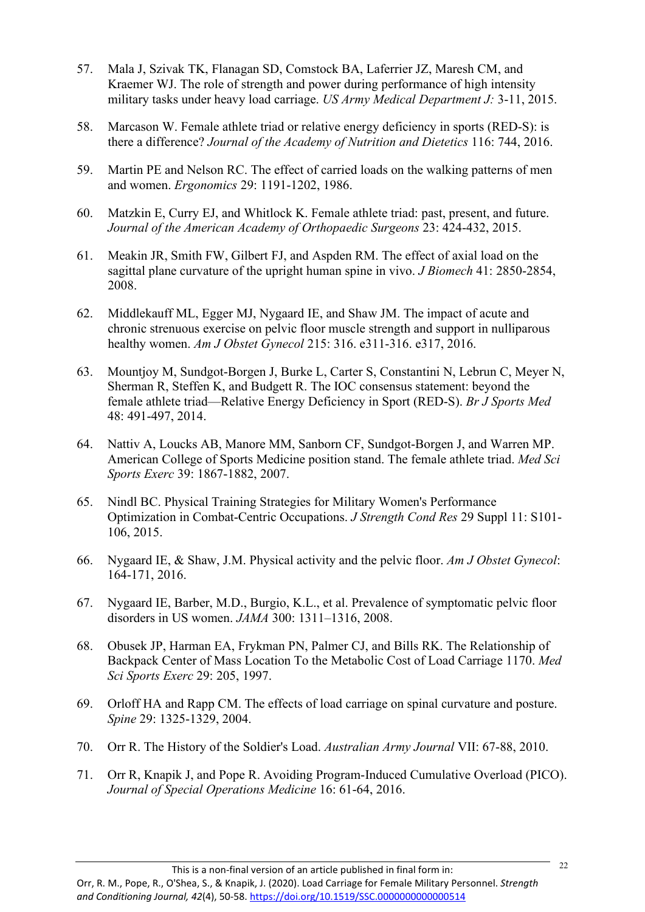57. Mala J, Szivak TK, Flanagan SD, Comstock BA, Laferrier JZ, Maresh CM, and Kraemer WJ. The role of strength and power during performance of high intensity military tasks under heavy load carriage. *US Army Medical Department J:* 3-11, 2015.

58. Marcason W. Female athlete triad or relative energy deficiency in sports (RED-S): is there a difference? *Journal of the Academy of Nutrition and Dietetics* 116: 744, 2016.

59. Martin PE and Nelson RC. The effect of carried loads on the walking patterns of men and women. *Ergonomics* 29: 1191-1202, 1986.

60. Matzkin E, Curry EJ, and Whitlock K. Female athlete triad: past, present, and future. *Journal of the American Academy of Orthopaedic Surgeons* 23: 424-432, 2015.

61. Meakin JR, Smith FW, Gilbert FJ, and Aspden RM. The effect of axial load on the sagittal plane curvature of the upright human spine in vivo. *J Biomech* 41: 2850-2854, 2008.

62. Middlekauff ML, Egger MJ, Nygaard IE, and Shaw JM. The impact of acute and chronic strenuous exercise on pelvic floor muscle strength and support in nulliparous healthy women. *Am J Obstet Gynecol* 215: 316. e311-316. e317, 2016.

63. Mountjoy M, Sundgot-Borgen J, Burke L, Carter S, Constantini N, Lebrun C, Meyer N, Sherman R, Steffen K, and Budgett R. The IOC consensus statement: beyond the female athlete triad—Relative Energy Deficiency in Sport (RED-S). *Br J Sports Med* 48: 491-497, 2014.

64. Nattiv A, Loucks AB, Manore MM, Sanborn CF, Sundgot-Borgen J, and Warren MP. American College of Sports Medicine position stand. The female athlete triad. *Med Sci Sports Exerc* 39: 1867-1882, 2007.

65. Nindl BC. Physical Training Strategies for Military Women's Performance Optimization in Combat-Centric Occupations. *J Strength Cond Res* 29 Suppl 11: S101-106, 2015.

66. Nygaard IE, & Shaw, J.M. Physical activity and the pelvic floor. *Am J Obstet Gynecol*: 164-171, 2016.

67. Nygaard IE, Barber, M.D., Burgio, K.L., et al. Prevalence of symptomatic pelvic floor disorders in US women. *JAMA* 300: 1311–1316, 2008.

68. Obusek JP, Harman EA, Frykman PN, Palmer CJ, and Bills RK. The Relationship of Backpack Center of Mass Location To the Metabolic Cost of Load Carriage 1170. *Med Sci Sports Exerc* 29: 205, 1997.

69. Orloff HA and Rapp CM. The effects of load carriage on spinal curvature and posture. *Spine* 29: 1325-1329, 2004.

70. Orr R. The History of the Soldier's Load. *Australian Army Journal* VII: 67-88, 2010.

71. Orr R, Knapik J, and Pope R. Avoiding Program-Induced Cumulative Overload (PICO). *Journal of Special Operations Medicine* 16: 61-64, 2016.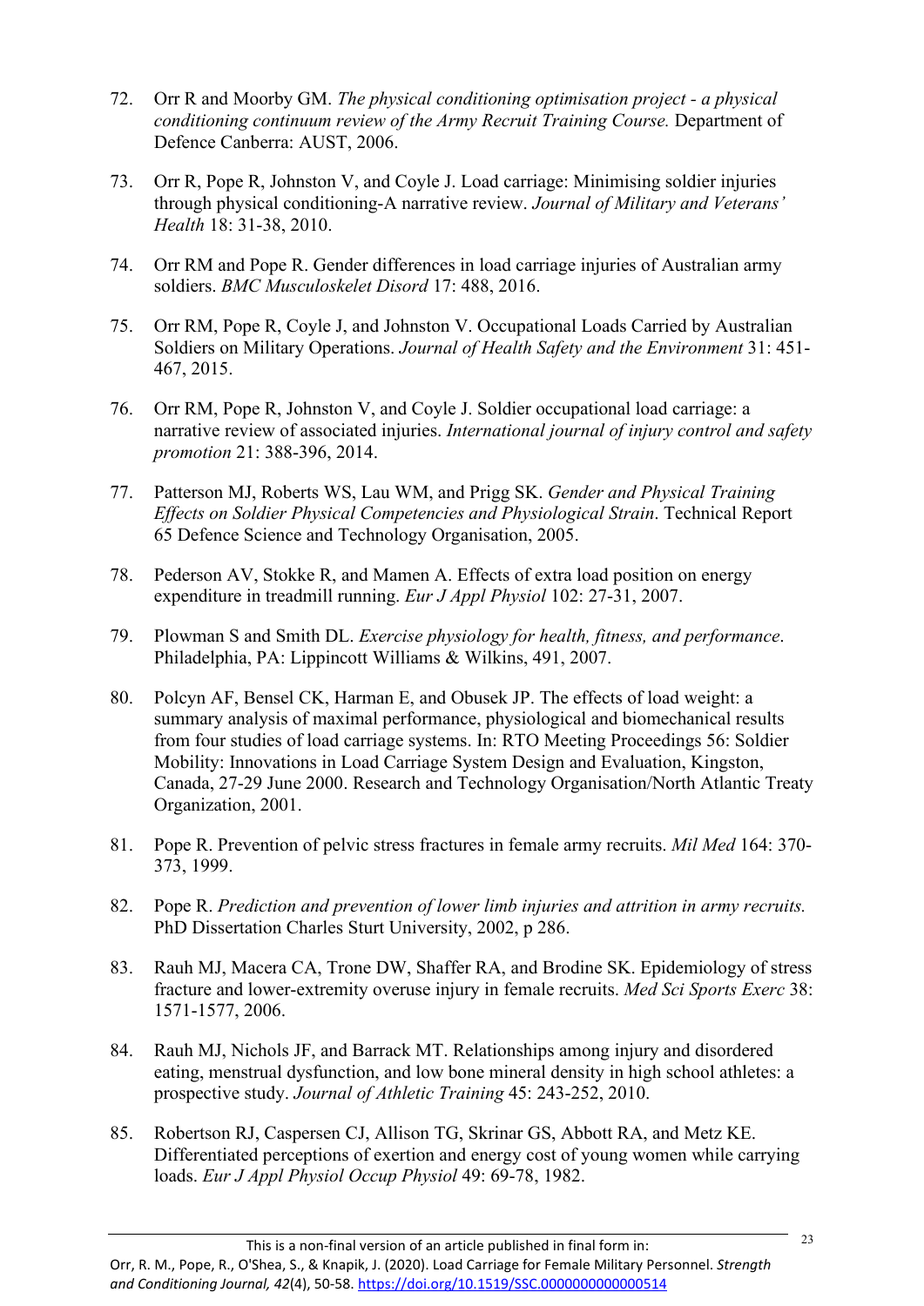72. Orr R and Moorby GM. *The physical conditioning optimisation project - a physical conditioning continuum review of the Army Recruit Training Course.* Department of Defence Canberra: AUST, 2006.

73. Orr R, Pope R, Johnston V, and Coyle J. Load carriage: Minimising soldier injuries through physical conditioning-A narrative review. *Journal of Military and Veterans' Health* 18: 31-38, 2010.

74. Orr RM and Pope R. Gender differences in load carriage injuries of Australian army soldiers. *BMC Musculoskelet Disord* 17: 488, 2016.

75. Orr RM, Pope R, Coyle J, and Johnston V. Occupational Loads Carried by Australian Soldiers on Military Operations. *Journal of Health Safety and the Environment* 31: 451-467, 2015.

76. Orr RM, Pope R, Johnston V, and Coyle J. Soldier occupational load carriage: a narrative review of associated injuries. *International journal of injury control and safety promotion* 21: 388-396, 2014.

77. Patterson MJ, Roberts WS, Lau WM, and Prigg SK. *Gender and Physical Training Effects on Soldier Physical Competencies and Physiological Strain*. Technical Report 65 Defence Science and Technology Organisation, 2005.

78. Pederson AV, Stokke R, and Mamen A. Effects of extra load position on energy expenditure in treadmill running. *Eur J Appl Physiol* 102: 27-31, 2007.

79. Plowman S and Smith DL. *Exercise physiology for health, fitness, and performance*. Philadelphia, PA: Lippincott Williams & Wilkins, 491, 2007.

80. Polcyn AF, Bensel CK, Harman E, and Obusek JP. The effects of load weight: a summary analysis of maximal performance, physiological and biomechanical results from four studies of load carriage systems. In: RTO Meeting Proceedings 56: Soldier Mobility: Innovations in Load Carriage System Design and Evaluation, Kingston, Canada, 27-29 June 2000. Research and Technology Organisation/North Atlantic Treaty Organization, 2001.

81. Pope R. Prevention of pelvic stress fractures in female army recruits. *Mil Med* 164: 370-373, 1999.

82. Pope R. *Prediction and prevention of lower limb injuries and attrition in army recruits.* PhD Dissertation Charles Sturt University, 2002, p 286.

83. Rauh MJ, Macera CA, Trone DW, Shaffer RA, and Brodine SK. Epidemiology of stress fracture and lower-extremity overuse injury in female recruits. *Med Sci Sports Exerc* 38: 1571-1577, 2006.

84. Rauh MJ, Nichols JF, and Barrack MT. Relationships among injury and disordered eating, menstrual dysfunction, and low bone mineral density in high school athletes: a prospective study. *Journal of Athletic Training* 45: 243-252, 2010.

85. Robertson RJ, Caspersen CJ, Allison TG, Skrinar GS, Abbott RA, and Metz KE. Differentiated perceptions of exertion and energy cost of young women while carrying loads. *Eur J Appl Physiol Occup Physiol* 49: 69-78, 1982.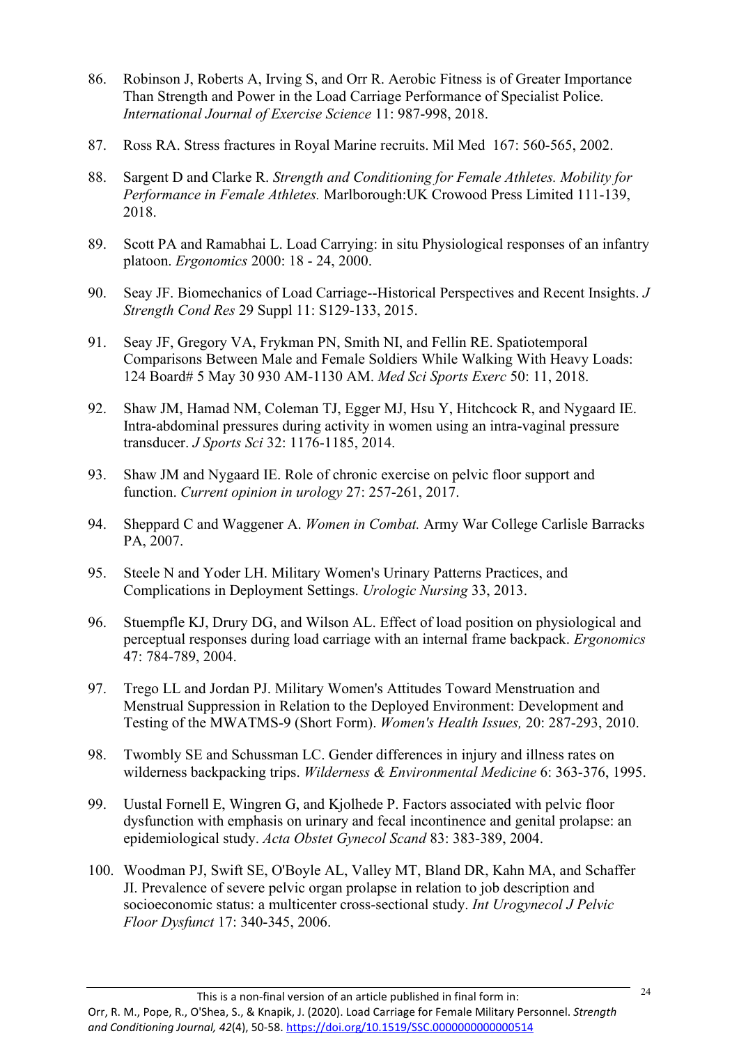86. Robinson J, Roberts A, Irving S, and Orr R. Aerobic Fitness is of Greater Importance Than Strength and Power in the Load Carriage Performance of Specialist Police. *International Journal of Exercise Science* 11: 987-998, 2018.

87. Ross RA. Stress fractures in Royal Marine recruits. Mil Med 167: 560-565, 2002.

88. Sargent D and Clarke R. *Strength and Conditioning for Female Athletes. Mobility for Performance in Female Athletes.* Marlborough:UK Crowood Press Limited 111-139, 2018.

89. Scott PA and Ramabhai L. Load Carrying: in situ Physiological responses of an infantry platoon. *Ergonomics* 2000: 18 - 24, 2000.

90. Seay JF. Biomechanics of Load Carriage--Historical Perspectives and Recent Insights. *J Strength Cond Res* 29 Suppl 11: S129-133, 2015.

91. Seay JF, Gregory VA, Frykman PN, Smith NI, and Fellin RE. Spatiotemporal Comparisons Between Male and Female Soldiers While Walking With Heavy Loads: 124 Board# 5 May 30 930 AM-1130 AM. *Med Sci Sports Exerc* 50: 11, 2018.

92. Shaw JM, Hamad NM, Coleman TJ, Egger MJ, Hsu Y, Hitchcock R, and Nygaard IE. Intra-abdominal pressures during activity in women using an intra-vaginal pressure transducer. *J Sports Sci* 32: 1176-1185, 2014.

93. Shaw JM and Nygaard IE. Role of chronic exercise on pelvic floor support and function. *Current opinion in urology* 27: 257-261, 2017.

94. Sheppard C and Waggener A. *Women in Combat.* Army War College Carlisle Barracks PA, 2007.

95. Steele N and Yoder LH. Military Women's Urinary Patterns Practices, and Complications in Deployment Settings. *Urologic Nursing* 33, 2013.

96. Stuempfle KJ, Drury DG, and Wilson AL. Effect of load position on physiological and perceptual responses during load carriage with an internal frame backpack. *Ergonomics* 47: 784-789, 2004.

97. Trego LL and Jordan PJ. Military Women's Attitudes Toward Menstruation and Menstrual Suppression in Relation to the Deployed Environment: Development and Testing of the MWATMS-9 (Short Form). *Women's Health Issues,* 20: 287-293, 2010.

98. Twombly SE and Schussman LC. Gender differences in injury and illness rates on wilderness backpacking trips. *Wilderness & Environmental Medicine* 6: 363-376, 1995.

99. Uustal Fornell E, Wingren G, and Kjolhede P. Factors associated with pelvic floor dysfunction with emphasis on urinary and fecal incontinence and genital prolapse: an epidemiological study. *Acta Obstet Gynecol Scand* 83: 383-389, 2004.

100. Woodman PJ, Swift SE, O'Boyle AL, Valley MT, Bland DR, Kahn MA, and Schaffer JI. Prevalence of severe pelvic organ prolapse in relation to job description and socioeconomic status: a multicenter cross-sectional study. *Int Urogynecol J Pelvic Floor Dysfunct* 17: 340-345, 2006.

This is a non-final version of an article published in final form in: Orr, R. M., Pope, R., O'Shea, S., & Knapik, J. (2020). Load Carriage for Female Military Personnel. *Strength and Conditioning Journal, 42*(4), 50-58. https://doi.org/10.1519/SSC.0000000000000514